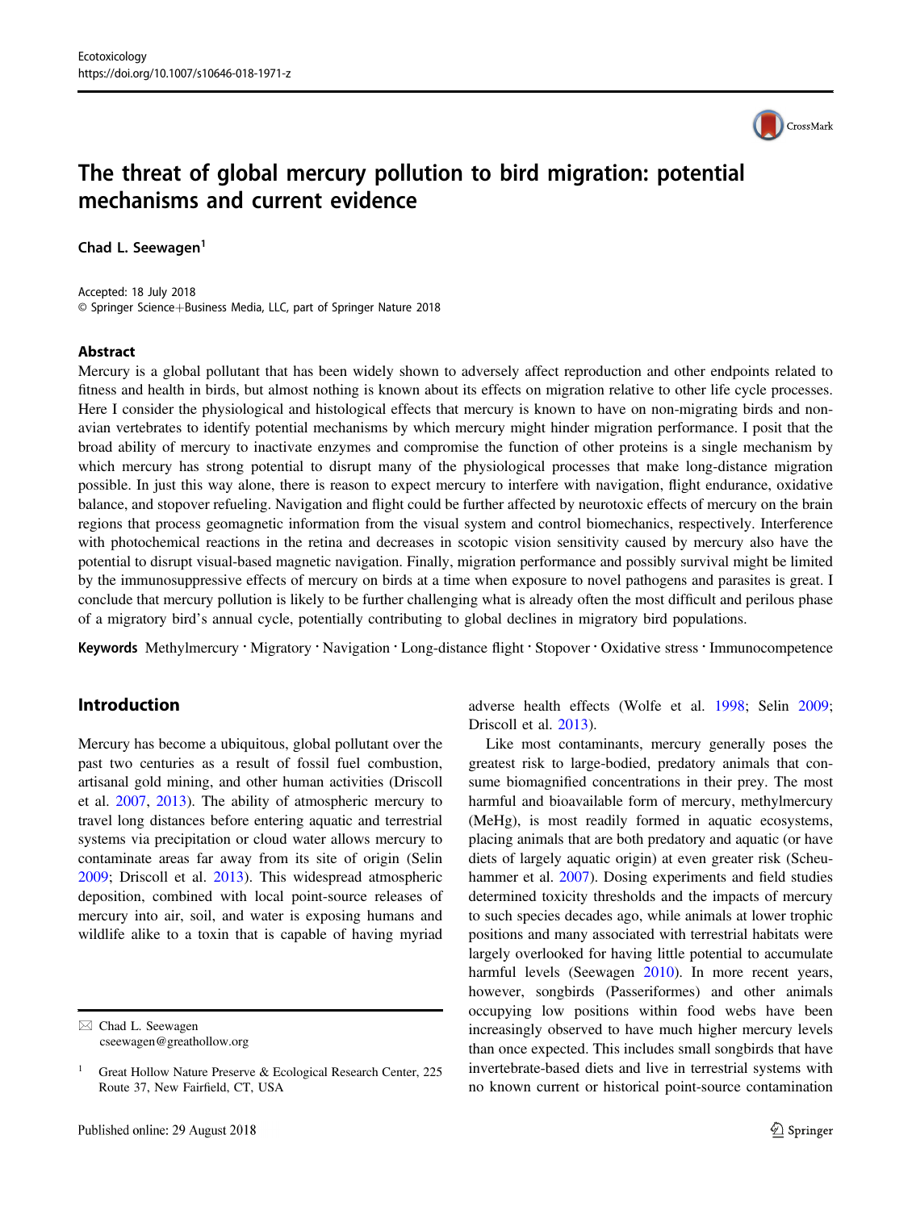# The threat of global mercury pollution to bird migration: potential mechanisms and current evidence

**Chad L. Seewagen**[1]

Accepted: 18 July 2018
© Springer Science+Business Media, LLC, part of Springer Nature 2018

## Abstract

Mercury is a global pollutant that has been widely shown to adversely affect reproduction and other endpoints related to fitness and health in birds, but almost nothing is known about its effects on migration relative to other life cycle processes. Here I consider the physiological and histological effects that mercury is known to have on non-migrating birds and non-avian vertebrates to identify potential mechanisms by which mercury might hinder migration performance. I posit that the broad ability of mercury to inactivate enzymes and compromise the function of other proteins is a single mechanism by which mercury has strong potential to disrupt many of the physiological processes that make long-distance migration possible. In just this way alone, there is reason to expect mercury to interfere with navigation, flight endurance, oxidative balance, and stopover refueling. Navigation and flight could be further affected by neurotoxic effects of mercury on the brain regions that process geomagnetic information from the visual system and control biomechanics, respectively. Interference with photochemical reactions in the retina and decreases in scotopic vision sensitivity caused by mercury also have the potential to disrupt visual-based magnetic navigation. Finally, migration performance and possibly survival might be limited by the immunosuppressive effects of mercury on birds at a time when exposure to novel pathogens and parasites is great. I conclude that mercury pollution is likely to be further challenging what is already often the most difficult and perilous phase of a migratory bird's annual cycle, potentially contributing to global declines in migratory bird populations.

**Keywords** Methylmercury · Migratory · Navigation · Long-distance flight · Stopover · Oxidative stress · Immunocompetence

## Introduction

Mercury has become a ubiquitous, global pollutant over the past two centuries as a result of fossil fuel combustion, artisanal gold mining, and other human activities (Driscoll et al. 2007, 2013). The ability of atmospheric mercury to travel long distances before entering aquatic and terrestrial systems via precipitation or cloud water allows mercury to contaminate areas far away from its site of origin (Selin 2009; Driscoll et al. 2013). This widespread atmospheric deposition, combined with local point-source releases of mercury into air, soil, and water is exposing humans and wildlife alike to a toxin that is capable of having myriad adverse health effects (Wolfe et al. 1998; Selin 2009; Driscoll et al. 2013).

Like most contaminants, mercury generally poses the greatest risk to large-bodied, predatory animals that consume biomagnified concentrations in their prey. The most harmful and bioavailable form of mercury, methylmercury (MeHg), is most readily formed in aquatic ecosystems, placing animals that are both predatory and aquatic (or have diets of largely aquatic origin) at even greater risk (Scheuhammer et al. 2007). Dosing experiments and field studies determined toxicity thresholds and the impacts of mercury to such species decades ago, while animals at lower trophic positions and many associated with terrestrial habitats were largely overlooked for having little potential to accumulate harmful levels (Seewagen 2010). In more recent years, however, songbirds (Passeriformes) and other animals occupying low positions within food webs have been increasingly observed to have much higher mercury levels than once expected. This includes small songbirds that have invertebrate-based diets and live in terrestrial systems with no known current or historical point-source contamination

---

✉ Chad L. Seewagen
cseewagen@greathollow.org

[1] Great Hollow Nature Preserve & Ecological Research Center, 225 Route 37, New Fairfield, CT, USA

Published online: 29 August 2018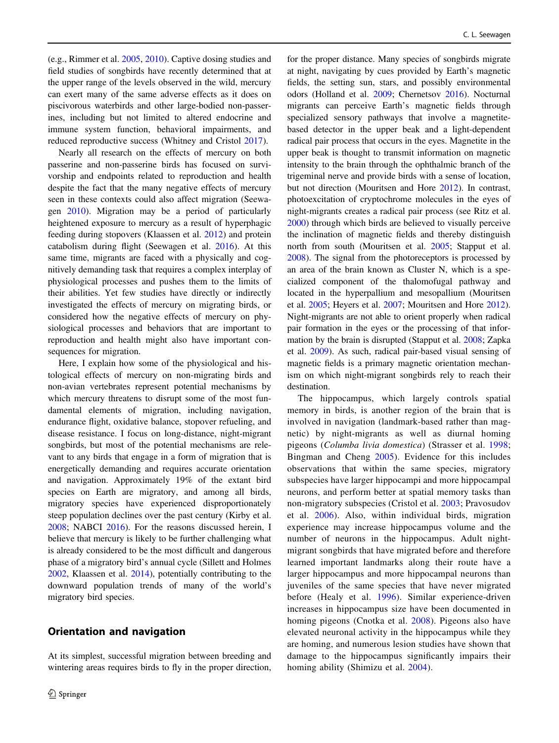(e.g., Rimmer et al. 2005, 2010). Captive dosing studies and field studies of songbirds have recently determined that at the upper range of the levels observed in the wild, mercury can exert many of the same adverse effects as it does on piscivorous waterbirds and other large-bodied non-passerines, including but not limited to altered endocrine and immune system function, behavioral impairments, and reduced reproductive success (Whitney and Cristol 2017).

Nearly all research on the effects of mercury on both passerine and non-passerine birds has focused on survivorship and endpoints related to reproduction and health despite the fact that the many negative effects of mercury seen in these contexts could also affect migration (Seewagen 2010). Migration may be a period of particularly heightened exposure to mercury as a result of hyperphagic feeding during stopovers (Klaassen et al. 2012) and protein catabolism during flight (Seewagen et al. 2016). At this same time, migrants are faced with a physically and cognitively demanding task that requires a complex interplay of physiological processes and pushes them to the limits of their abilities. Yet few studies have directly or indirectly investigated the effects of mercury on migrating birds, or considered how the negative effects of mercury on physiological processes and behaviors that are important to reproduction and health might also have important consequences for migration.

Here, I explain how some of the physiological and histological effects of mercury on non-migrating birds and non-avian vertebrates represent potential mechanisms by which mercury threatens to disrupt some of the most fundamental elements of migration, including navigation, endurance flight, oxidative balance, stopover refueling, and disease resistance. I focus on long-distance, night-migrant songbirds, but most of the potential mechanisms are relevant to any birds that engage in a form of migration that is energetically demanding and requires accurate orientation and navigation. Approximately 19% of the extant bird species on Earth are migratory, and among all birds, migratory species have experienced disproportionately steep population declines over the past century (Kirby et al. 2008; NABCI 2016). For the reasons discussed herein, I believe that mercury is likely to be further challenging what is already considered to be the most difficult and dangerous phase of a migratory bird's annual cycle (Sillett and Holmes 2002, Klaassen et al. 2014), potentially contributing to the downward population trends of many of the world's migratory bird species.

## Orientation and navigation

At its simplest, successful migration between breeding and wintering areas requires birds to fly in the proper direction, for the proper distance. Many species of songbirds migrate at night, navigating by cues provided by Earth's magnetic fields, the setting sun, stars, and possibly environmental odors (Holland et al. 2009; Chernetsov 2016). Nocturnal migrants can perceive Earth's magnetic fields through specialized sensory pathways that involve a magnetite-based detector in the upper beak and a light-dependent radical pair process that occurs in the eyes. Magnetite in the upper beak is thought to transmit information on magnetic intensity to the brain through the ophthalmic branch of the trigeminal nerve and provide birds with a sense of location, but not direction (Mouritsen and Hore 2012). In contrast, photoexcitation of cryptochrome molecules in the eyes of night-migrants creates a radical pair process (see Ritz et al. 2000) through which birds are believed to visually perceive the inclination of magnetic fields and thereby distinguish north from south (Mouritsen et al. 2005; Stapput et al. 2008). The signal from the photoreceptors is processed by an area of the brain known as Cluster N, which is a specialized component of the thalomofugal pathway and located in the hyperpallium and mesopallium (Mouritsen et al. 2005; Heyers et al. 2007; Mouritsen and Hore 2012). Night-migrants are not able to orient properly when radical pair formation in the eyes or the processing of that information by the brain is disrupted (Stapput et al. 2008; Zapka et al. 2009). As such, radical pair-based visual sensing of magnetic fields is a primary magnetic orientation mechanism on which night-migrant songbirds rely to reach their destination.

The hippocampus, which largely controls spatial memory in birds, is another region of the brain that is involved in navigation (landmark-based rather than magnetic) by night-migrants as well as diurnal homing pigeons (*Columba livia domestica*) (Strasser et al. 1998; Bingman and Cheng 2005). Evidence for this includes observations that within the same species, migratory subspecies have larger hippocampi and more hippocampal neurons, and perform better at spatial memory tasks than non-migratory subspecies (Cristol et al. 2003; Pravosudov et al. 2006). Also, within individual birds, migration experience may increase hippocampus volume and the number of neurons in the hippocampus. Adult night-migrant songbirds that have migrated before and therefore learned important landmarks along their route have a larger hippocampus and more hippocampal neurons than juveniles of the same species that have never migrated before (Healy et al. 1996). Similar experience-driven increases in hippocampus size have been documented in homing pigeons (Cnotka et al. 2008). Pigeons also have elevated neuronal activity in the hippocampus while they are homing, and numerous lesion studies have shown that damage to the hippocampus significantly impairs their homing ability (Shimizu et al. 2004).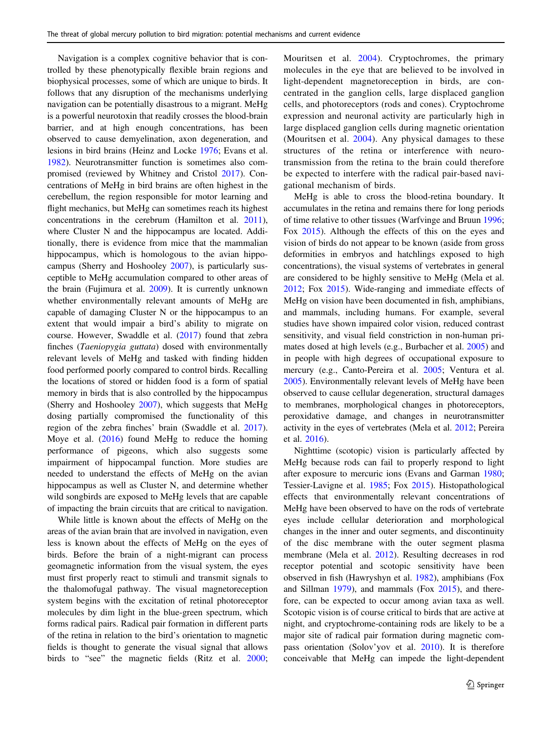Navigation is a complex cognitive behavior that is controlled by these phenotypically flexible brain regions and biophysical processes, some of which are unique to birds. It follows that any disruption of the mechanisms underlying navigation can be potentially disastrous to a migrant. MeHg is a powerful neurotoxin that readily crosses the blood-brain barrier, and at high enough concentrations, has been observed to cause demyelination, axon degeneration, and lesions in bird brains (Heinz and Locke 1976; Evans et al. 1982). Neurotransmitter function is sometimes also compromised (reviewed by Whitney and Cristol 2017). Concentrations of MeHg in bird brains are often highest in the cerebellum, the region responsible for motor learning and flight mechanics, but MeHg can sometimes reach its highest concentrations in the cerebrum (Hamilton et al. 2011), where Cluster N and the hippocampus are located. Additionally, there is evidence from mice that the mammalian hippocampus, which is homologous to the avian hippocampus (Sherry and Hoshooley 2007), is particularly susceptible to MeHg accumulation compared to other areas of the brain (Fujimura et al. 2009). It is currently unknown whether environmentally relevant amounts of MeHg are capable of damaging Cluster N or the hippocampus to an extent that would impair a bird's ability to migrate on course. However, Swaddle et al. (2017) found that zebra finches (*Taeniopygia guttata*) dosed with environmentally relevant levels of MeHg and tasked with finding hidden food performed poorly compared to control birds. Recalling the locations of stored or hidden food is a form of spatial memory in birds that is also controlled by the hippocampus (Sherry and Hoshooley 2007), which suggests that MeHg dosing partially compromised the functionality of this region of the zebra finches' brain (Swaddle et al. 2017). Moye et al. (2016) found MeHg to reduce the homing performance of pigeons, which also suggests some impairment of hippocampal function. More studies are needed to understand the effects of MeHg on the avian hippocampus as well as Cluster N, and determine whether wild songbirds are exposed to MeHg levels that are capable of impacting the brain circuits that are critical to navigation.

While little is known about the effects of MeHg on the areas of the avian brain that are involved in navigation, even less is known about the effects of MeHg on the eyes of birds. Before the brain of a night-migrant can process geomagnetic information from the visual system, the eyes must first properly react to stimuli and transmit signals to the thalomofugal pathway. The visual magnetoreception system begins with the excitation of retinal photoreceptor molecules by dim light in the blue-green spectrum, which forms radical pairs. Radical pair formation in different parts of the retina in relation to the bird's orientation to magnetic fields is thought to generate the visual signal that allows birds to "see" the magnetic fields (Ritz et al. 2000; Mouritsen et al. 2004). Cryptochromes, the primary molecules in the eye that are believed to be involved in light-dependent magnetoreception in birds, are concentrated in the ganglion cells, large displaced ganglion cells, and photoreceptors (rods and cones). Cryptochrome expression and neuronal activity are particularly high in large displaced ganglion cells during magnetic orientation (Mouritsen et al. 2004). Any physical damages to these structures of the retina or interference with neurotransmission from the retina to the brain could therefore be expected to interfere with the radical pair-based navigational mechanism of birds.

MeHg is able to cross the blood-retina boundary. It accumulates in the retina and remains there for long periods of time relative to other tissues (Warfvinge and Bruun 1996; Fox 2015). Although the effects of this on the eyes and vision of birds do not appear to be known (aside from gross deformities in embryos and hatchlings exposed to high concentrations), the visual systems of vertebrates in general are considered to be highly sensitive to MeHg (Mela et al. 2012; Fox 2015). Wide-ranging and immediate effects of MeHg on vision have been documented in fish, amphibians, and mammals, including humans. For example, several studies have shown impaired color vision, reduced contrast sensitivity, and visual field constriction in non-human primates dosed at high levels (e.g., Burbacher et al. 2005) and in people with high degrees of occupational exposure to mercury (e.g., Canto-Pereira et al. 2005; Ventura et al. 2005). Environmentally relevant levels of MeHg have been observed to cause cellular degeneration, structural damages to membranes, morphological changes in photoreceptors, peroxidative damage, and changes in neurotransmitter activity in the eyes of vertebrates (Mela et al. 2012; Pereira et al. 2016).

Nighttime (scotopic) vision is particularly affected by MeHg because rods can fail to properly respond to light after exposure to mercuric ions (Evans and Garman 1980; Tessier-Lavigne et al. 1985; Fox 2015). Histopathological effects that environmentally relevant concentrations of MeHg have been observed to have on the rods of vertebrate eyes include cellular deterioration and morphological changes in the inner and outer segments, and discontinuity of the disc membrane with the outer segment plasma membrane (Mela et al. 2012). Resulting decreases in rod receptor potential and scotopic sensitivity have been observed in fish (Hawryshyn et al. 1982), amphibians (Fox and Sillman 1979), and mammals (Fox 2015), and therefore, can be expected to occur among avian taxa as well. Scotopic vision is of course critical to birds that are active at night, and cryptochrome-containing rods are likely to be a major site of radical pair formation during magnetic compass orientation (Solov'yov et al. 2010). It is therefore conceivable that MeHg can impede the light-dependent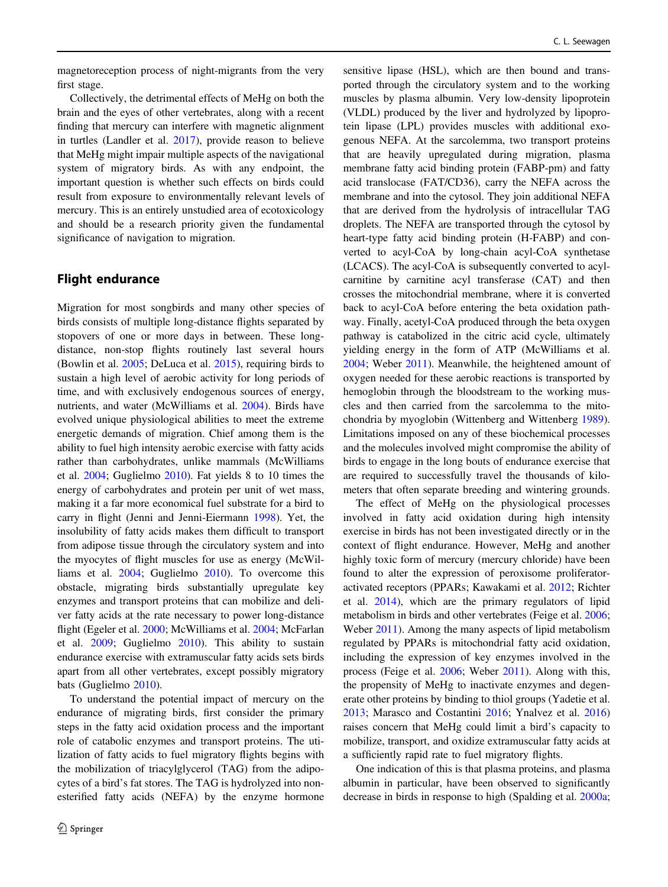magnetoreception process of night-migrants from the very first stage.

Collectively, the detrimental effects of MeHg on both the brain and the eyes of other vertebrates, along with a recent finding that mercury can interfere with magnetic alignment in turtles (Landler et al. 2017), provide reason to believe that MeHg might impair multiple aspects of the navigational system of migratory birds. As with any endpoint, the important question is whether such effects on birds could result from exposure to environmentally relevant levels of mercury. This is an entirely unstudied area of ecotoxicology and should be a research priority given the fundamental significance of navigation to migration.

## Flight endurance

Migration for most songbirds and many other species of birds consists of multiple long-distance flights separated by stopovers of one or more days in between. These long-distance, non-stop flights routinely last several hours (Bowlin et al. 2005; DeLuca et al. 2015), requiring birds to sustain a high level of aerobic activity for long periods of time, and with exclusively endogenous sources of energy, nutrients, and water (McWilliams et al. 2004). Birds have evolved unique physiological abilities to meet the extreme energetic demands of migration. Chief among them is the ability to fuel high intensity aerobic exercise with fatty acids rather than carbohydrates, unlike mammals (McWilliams et al. 2004; Guglielmo 2010). Fat yields 8 to 10 times the energy of carbohydrates and protein per unit of wet mass, making it a far more economical fuel substrate for a bird to carry in flight (Jenni and Jenni-Eiermann 1998). Yet, the insolubility of fatty acids makes them difficult to transport from adipose tissue through the circulatory system and into the myocytes of flight muscles for use as energy (McWilliams et al. 2004; Guglielmo 2010). To overcome this obstacle, migrating birds substantially upregulate key enzymes and transport proteins that can mobilize and deliver fatty acids at the rate necessary to power long-distance flight (Egeler et al. 2000; McWilliams et al. 2004; McFarlan et al. 2009; Guglielmo 2010). This ability to sustain endurance exercise with extramuscular fatty acids sets birds apart from all other vertebrates, except possibly migratory bats (Guglielmo 2010).

To understand the potential impact of mercury on the endurance of migrating birds, first consider the primary steps in the fatty acid oxidation process and the important role of catabolic enzymes and transport proteins. The utilization of fatty acids to fuel migratory flights begins with the mobilization of triacylglycerol (TAG) from the adipocytes of a bird's fat stores. The TAG is hydrolyzed into non-esterified fatty acids (NEFA) by the enzyme hormone sensitive lipase (HSL), which are then bound and transported through the circulatory system and to the working muscles by plasma albumin. Very low-density lipoprotein (VLDL) produced by the liver and hydrolyzed by lipoprotein lipase (LPL) provides muscles with additional exogenous NEFA. At the sarcolemma, two transport proteins that are heavily upregulated during migration, plasma membrane fatty acid binding protein (FABP-pm) and fatty acid translocase (FAT/CD36), carry the NEFA across the membrane and into the cytosol. They join additional NEFA that are derived from the hydrolysis of intracellular TAG droplets. The NEFA are transported through the cytosol by heart-type fatty acid binding protein (H-FABP) and converted to acyl-CoA by long-chain acyl-CoA synthetase (LCACS). The acyl-CoA is subsequently converted to acyl-carnitine by carnitine acyl transferase (CAT) and then crosses the mitochondrial membrane, where it is converted back to acyl-CoA before entering the beta oxidation pathway. Finally, acetyl-CoA produced through the beta oxygen pathway is catabolized in the citric acid cycle, ultimately yielding energy in the form of ATP (McWilliams et al. 2004; Weber 2011). Meanwhile, the heightened amount of oxygen needed for these aerobic reactions is transported by hemoglobin through the bloodstream to the working muscles and then carried from the sarcolemma to the mitochondria by myoglobin (Wittenberg and Wittenberg 1989). Limitations imposed on any of these biochemical processes and the molecules involved might compromise the ability of birds to engage in the long bouts of endurance exercise that are required to successfully travel the thousands of kilometers that often separate breeding and wintering grounds.

The effect of MeHg on the physiological processes involved in fatty acid oxidation during high intensity exercise in birds has not been investigated directly or in the context of flight endurance. However, MeHg and another highly toxic form of mercury (mercury chloride) have been found to alter the expression of peroxisome proliferator-activated receptors (PPARs; Kawakami et al. 2012; Richter et al. 2014), which are the primary regulators of lipid metabolism in birds and other vertebrates (Feige et al. 2006; Weber 2011). Among the many aspects of lipid metabolism regulated by PPARs is mitochondrial fatty acid oxidation, including the expression of key enzymes involved in the process (Feige et al. 2006; Weber 2011). Along with this, the propensity of MeHg to inactivate enzymes and degenerate other proteins by binding to thiol groups (Yadetie et al. 2013; Marasco and Costantini 2016; Ynalvez et al. 2016) raises concern that MeHg could limit a bird's capacity to mobilize, transport, and oxidize extramuscular fatty acids at a sufficiently rapid rate to fuel migratory flights.

One indication of this is that plasma proteins, and plasma albumin in particular, have been observed to significantly decrease in birds in response to high (Spalding et al. 2000a;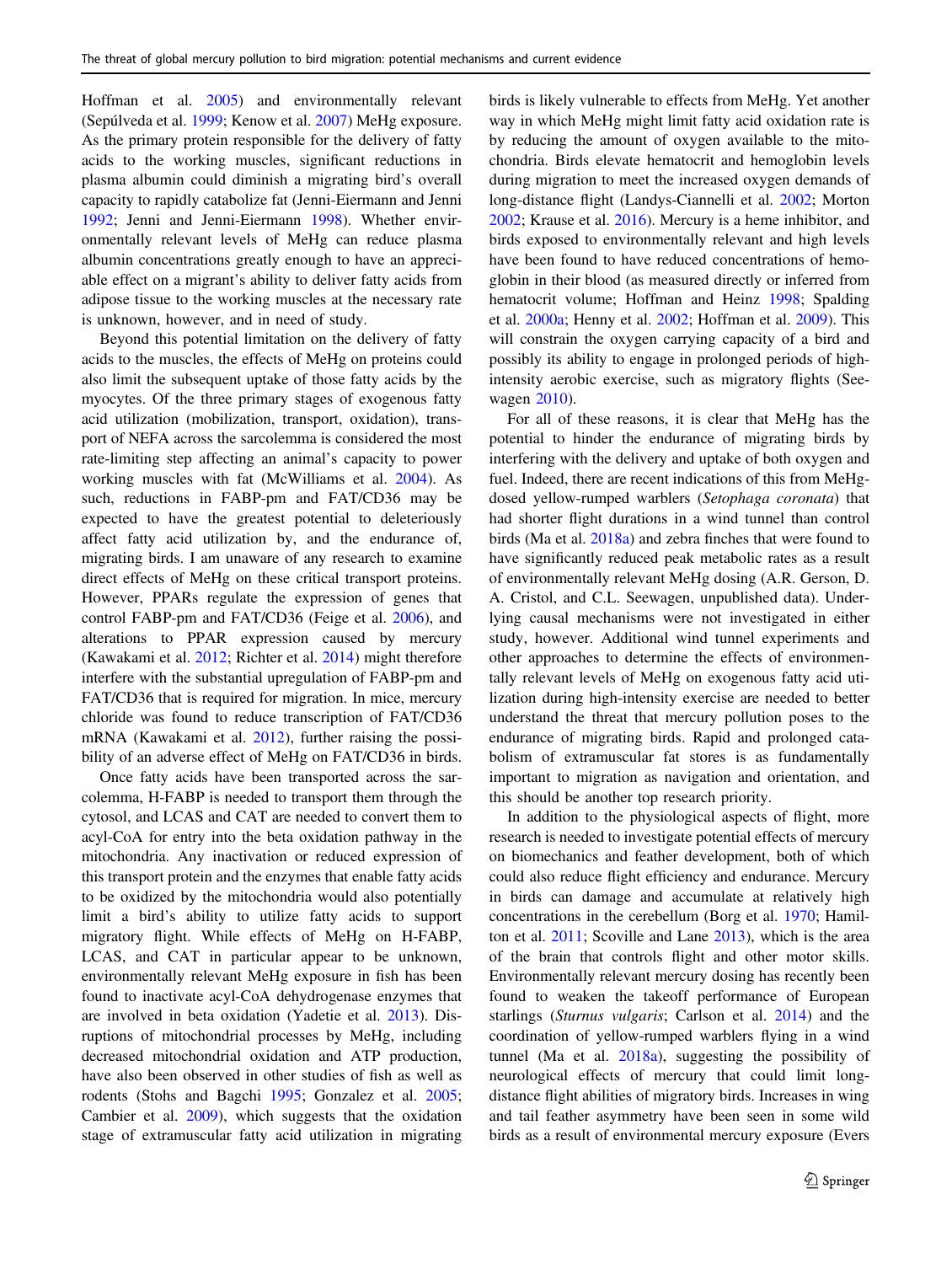Hoffman et al. 2005) and environmentally relevant (Sepúlveda et al. 1999; Kenow et al. 2007) MeHg exposure. As the primary protein responsible for the delivery of fatty acids to the working muscles, significant reductions in plasma albumin could diminish a migrating bird's overall capacity to rapidly catabolize fat (Jenni-Eiermann and Jenni 1992; Jenni and Jenni-Eiermann 1998). Whether environmentally relevant levels of MeHg can reduce plasma albumin concentrations greatly enough to have an appreciable effect on a migrant's ability to deliver fatty acids from adipose tissue to the working muscles at the necessary rate is unknown, however, and in need of study.

Beyond this potential limitation on the delivery of fatty acids to the muscles, the effects of MeHg on proteins could also limit the subsequent uptake of those fatty acids by the myocytes. Of the three primary stages of exogenous fatty acid utilization (mobilization, transport, oxidation), transport of NEFA across the sarcolemma is considered the most rate-limiting step affecting an animal's capacity to power working muscles with fat (McWilliams et al. 2004). As such, reductions in FABP-pm and FAT/CD36 may be expected to have the greatest potential to deleteriously affect fatty acid utilization by, and the endurance of, migrating birds. I am unaware of any research to examine direct effects of MeHg on these critical transport proteins. However, PPARs regulate the expression of genes that control FABP-pm and FAT/CD36 (Feige et al. 2006), and alterations to PPAR expression caused by mercury (Kawakami et al. 2012; Richter et al. 2014) might therefore interfere with the substantial upregulation of FABP-pm and FAT/CD36 that is required for migration. In mice, mercury chloride was found to reduce transcription of FAT/CD36 mRNA (Kawakami et al. 2012), further raising the possibility of an adverse effect of MeHg on FAT/CD36 in birds.

Once fatty acids have been transported across the sarcolemma, H-FABP is needed to transport them through the cytosol, and LCAS and CAT are needed to convert them to acyl-CoA for entry into the beta oxidation pathway in the mitochondria. Any inactivation or reduced expression of this transport protein and the enzymes that enable fatty acids to be oxidized by the mitochondria would also potentially limit a bird's ability to utilize fatty acids to support migratory flight. While effects of MeHg on H-FABP, LCAS, and CAT in particular appear to be unknown, environmentally relevant MeHg exposure in fish has been found to inactivate acyl-CoA dehydrogenase enzymes that are involved in beta oxidation (Yadetie et al. 2013). Disruptions of mitochondrial processes by MeHg, including decreased mitochondrial oxidation and ATP production, have also been observed in other studies of fish as well as rodents (Stohs and Bagchi 1995; Gonzalez et al. 2005; Cambier et al. 2009), which suggests that the oxidation stage of extramuscular fatty acid utilization in migrating birds is likely vulnerable to effects from MeHg. Yet another way in which MeHg might limit fatty acid oxidation rate is by reducing the amount of oxygen available to the mitochondria. Birds elevate hematocrit and hemoglobin levels during migration to meet the increased oxygen demands of long-distance flight (Landys-Ciannelli et al. 2002; Morton 2002; Krause et al. 2016). Mercury is a heme inhibitor, and birds exposed to environmentally relevant and high levels have been found to have reduced concentrations of hemoglobin in their blood (as measured directly or inferred from hematocrit volume; Hoffman and Heinz 1998; Spalding et al. 2000a; Henny et al. 2002; Hoffman et al. 2009). This will constrain the oxygen carrying capacity of a bird and possibly its ability to engage in prolonged periods of high-intensity aerobic exercise, such as migratory flights (Seewagen 2010).

For all of these reasons, it is clear that MeHg has the potential to hinder the endurance of migrating birds by interfering with the delivery and uptake of both oxygen and fuel. Indeed, there are recent indications of this from MeHg-dosed yellow-rumped warblers (*Setophaga coronata*) that had shorter flight durations in a wind tunnel than control birds (Ma et al. 2018a) and zebra finches that were found to have significantly reduced peak metabolic rates as a result of environmentally relevant MeHg dosing (A.R. Gerson, D. A. Cristol, and C.L. Seewagen, unpublished data). Underlying causal mechanisms were not investigated in either study, however. Additional wind tunnel experiments and other approaches to determine the effects of environmentally relevant levels of MeHg on exogenous fatty acid utilization during high-intensity exercise are needed to better understand the threat that mercury pollution poses to the endurance of migrating birds. Rapid and prolonged catabolism of extramuscular fat stores is as fundamentally important to migration as navigation and orientation, and this should be another top research priority.

In addition to the physiological aspects of flight, more research is needed to investigate potential effects of mercury on biomechanics and feather development, both of which could also reduce flight efficiency and endurance. Mercury in birds can damage and accumulate at relatively high concentrations in the cerebellum (Borg et al. 1970; Hamilton et al. 2011; Scoville and Lane 2013), which is the area of the brain that controls flight and other motor skills. Environmentally relevant mercury dosing has recently been found to weaken the takeoff performance of European starlings (*Sturnus vulgaris*; Carlson et al. 2014) and the coordination of yellow-rumped warblers flying in a wind tunnel (Ma et al. 2018a), suggesting the possibility of neurological effects of mercury that could limit long-distance flight abilities of migratory birds. Increases in wing and tail feather asymmetry have been seen in some wild birds as a result of environmental mercury exposure (Evers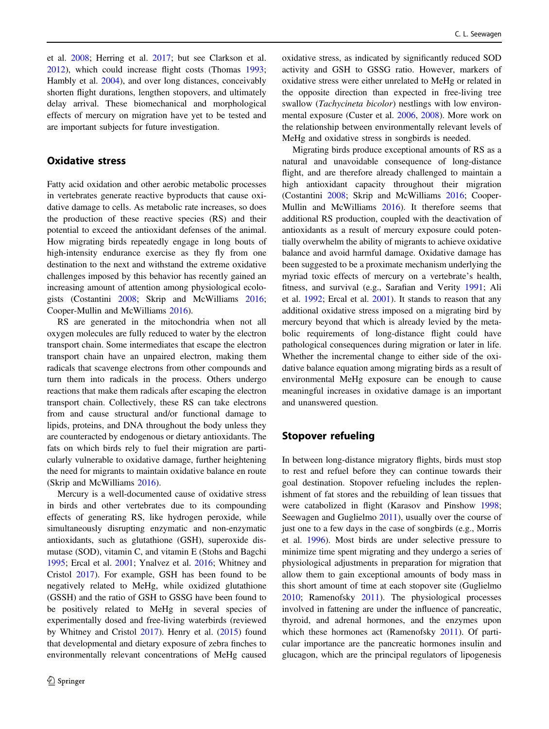et al. 2008; Herring et al. 2017; but see Clarkson et al. 2012), which could increase flight costs (Thomas 1993; Hambly et al. 2004), and over long distances, conceivably shorten flight durations, lengthen stopovers, and ultimately delay arrival. These biomechanical and morphological effects of mercury on migration have yet to be tested and are important subjects for future investigation.

## Oxidative stress

Fatty acid oxidation and other aerobic metabolic processes in vertebrates generate reactive byproducts that cause oxidative damage to cells. As metabolic rate increases, so does the production of these reactive species (RS) and their potential to exceed the antioxidant defenses of the animal. How migrating birds repeatedly engage in long bouts of high-intensity endurance exercise as they fly from one destination to the next and withstand the extreme oxidative challenges imposed by this behavior has recently gained an increasing amount of attention among physiological ecologists (Costantini 2008; Skrip and McWilliams 2016; Cooper-Mullin and McWilliams 2016).

RS are generated in the mitochondria when not all oxygen molecules are fully reduced to water by the electron transport chain. Some intermediates that escape the electron transport chain have an unpaired electron, making them radicals that scavenge electrons from other compounds and turn them into radicals in the process. Others undergo reactions that make them radicals after escaping the electron transport chain. Collectively, these RS can take electrons from and cause structural and/or functional damage to lipids, proteins, and DNA throughout the body unless they are counteracted by endogenous or dietary antioxidants. The fats on which birds rely to fuel their migration are particularly vulnerable to oxidative damage, further heightening the need for migrants to maintain oxidative balance en route (Skrip and McWilliams 2016).

Mercury is a well-documented cause of oxidative stress in birds and other vertebrates due to its compounding effects of generating RS, like hydrogen peroxide, while simultaneously disrupting enzymatic and non-enzymatic antioxidants, such as glutathione (GSH), superoxide dismutase (SOD), vitamin C, and vitamin E (Stohs and Bagchi 1995; Ercal et al. 2001; Ynalvez et al. 2016; Whitney and Cristol 2017). For example, GSH has been found to be negatively related to MeHg, while oxidized glutathione (GSSH) and the ratio of GSH to GSSG have been found to be positively related to MeHg in several species of experimentally dosed and free-living waterbirds (reviewed by Whitney and Cristol 2017). Henry et al. (2015) found that developmental and dietary exposure of zebra finches to environmentally relevant concentrations of MeHg caused oxidative stress, as indicated by significantly reduced SOD activity and GSH to GSSG ratio. However, markers of oxidative stress were either unrelated to MeHg or related in the opposite direction than expected in free-living tree swallow (*Tachycineta bicolor*) nestlings with low environmental exposure (Custer et al. 2006, 2008). More work on the relationship between environmentally relevant levels of MeHg and oxidative stress in songbirds is needed.

Migrating birds produce exceptional amounts of RS as a natural and unavoidable consequence of long-distance flight, and are therefore already challenged to maintain a high antioxidant capacity throughout their migration (Costantini 2008; Skrip and McWilliams 2016; Cooper-Mullin and McWilliams 2016). It therefore seems that additional RS production, coupled with the deactivation of antioxidants as a result of mercury exposure could potentially overwhelm the ability of migrants to achieve oxidative balance and avoid harmful damage. Oxidative damage has been suggested to be a proximate mechanism underlying the myriad toxic effects of mercury on a vertebrate's health, fitness, and survival (e.g., Sarafian and Verity 1991; Ali et al. 1992; Ercal et al. 2001). It stands to reason that any additional oxidative stress imposed on a migrating bird by mercury beyond that which is already levied by the metabolic requirements of long-distance flight could have pathological consequences during migration or later in life. Whether the incremental change to either side of the oxidative balance equation among migrating birds as a result of environmental MeHg exposure can be enough to cause meaningful increases in oxidative damage is an important and unanswered question.

## Stopover refueling

In between long-distance migratory flights, birds must stop to rest and refuel before they can continue towards their goal destination. Stopover refueling includes the replenishment of fat stores and the rebuilding of lean tissues that were catabolized in flight (Karasov and Pinshow 1998; Seewagen and Guglielmo 2011), usually over the course of just one to a few days in the case of songbirds (e.g., Morris et al. 1996). Most birds are under selective pressure to minimize time spent migrating and they undergo a series of physiological adjustments in preparation for migration that allow them to gain exceptional amounts of body mass in this short amount of time at each stopover site (Guglielmo 2010; Ramenofsky 2011). The physiological processes involved in fattening are under the influence of pancreatic, thyroid, and adrenal hormones, and the enzymes upon which these hormones act (Ramenofsky 2011). Of particular importance are the pancreatic hormones insulin and glucagon, which are the principal regulators of lipogenesis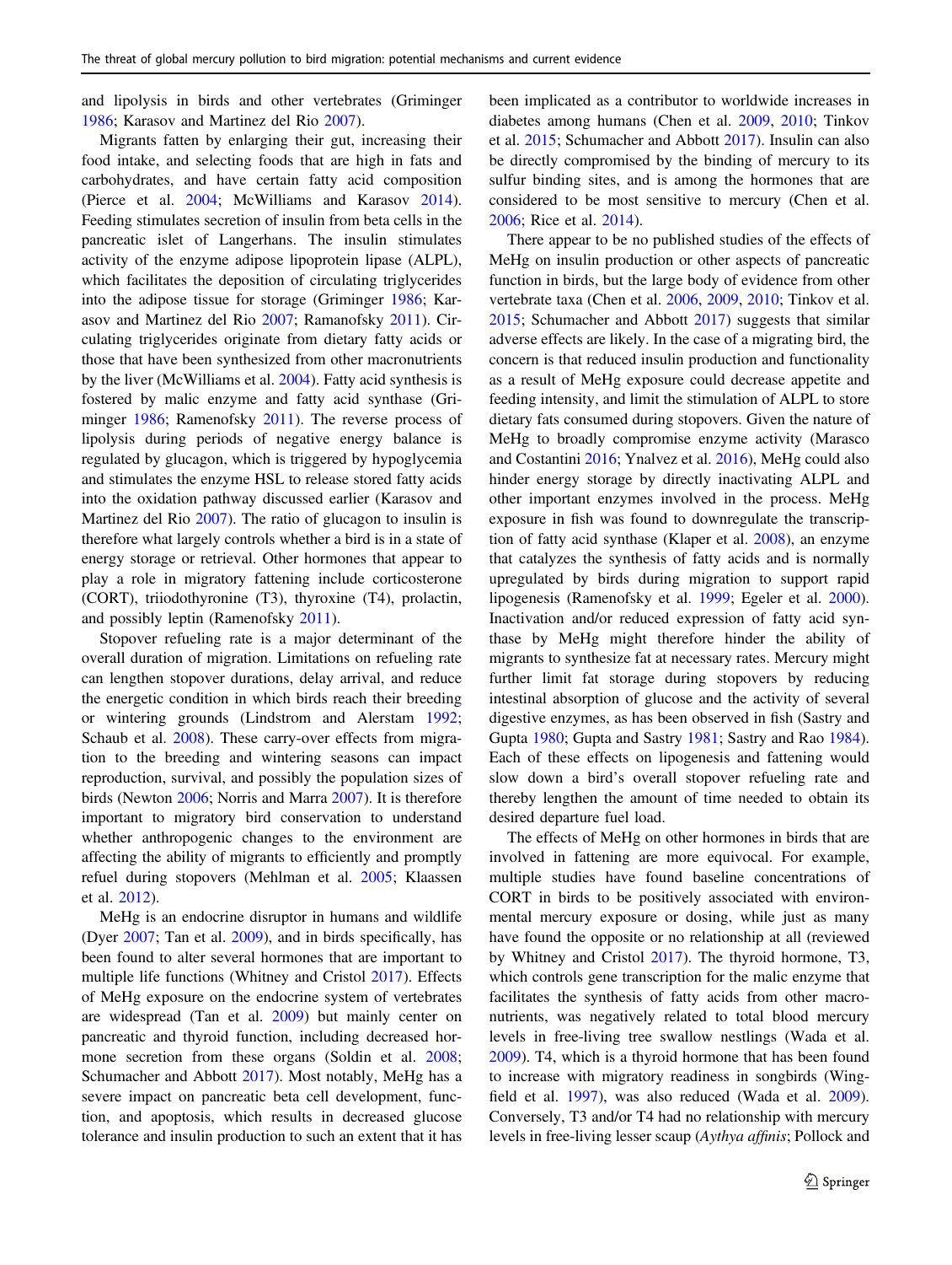and lipolysis in birds and other vertebrates (Griminger 1986; Karasov and Martinez del Rio 2007).

Migrants fatten by enlarging their gut, increasing their food intake, and selecting foods that are high in fats and carbohydrates, and have certain fatty acid composition (Pierce et al. 2004; McWilliams and Karasov 2014). Feeding stimulates secretion of insulin from beta cells in the pancreatic islet of Langerhans. The insulin stimulates activity of the enzyme adipose lipoprotein lipase (ALPL), which facilitates the deposition of circulating triglycerides into the adipose tissue for storage (Griminger 1986; Karasov and Martinez del Rio 2007; Ramenofsky 2011). Circulating triglycerides originate from dietary fatty acids or those that have been synthesized from other macronutrients by the liver (McWilliams et al. 2004). Fatty acid synthesis is fostered by malic enzyme and fatty acid synthase (Griminger 1986; Ramenofsky 2011). The reverse process of lipolysis during periods of negative energy balance is regulated by glucagon, which is triggered by hypoglycemia and stimulates the enzyme HSL to release stored fatty acids into the oxidation pathway discussed earlier (Karasov and Martinez del Rio 2007). The ratio of glucagon to insulin is therefore what largely controls whether a bird is in a state of energy storage or retrieval. Other hormones that appear to play a role in migratory fattening include corticosterone (CORT), triiodothyronine (T3), thyroxine (T4), prolactin, and possibly leptin (Ramenofsky 2011).

Stopover refueling rate is a major determinant of the overall duration of migration. Limitations on refueling rate can lengthen stopover durations, delay arrival, and reduce the energetic condition in which birds reach their breeding or wintering grounds (Lindstrom and Alerstam 1992; Schaub et al. 2008). These carry-over effects from migration to the breeding and wintering seasons can impact reproduction, survival, and possibly the population sizes of birds (Newton 2006; Norris and Marra 2007). It is therefore important to migratory bird conservation to understand whether anthropogenic changes to the environment are affecting the ability of migrants to efficiently and promptly refuel during stopovers (Mehlman et al. 2005; Klaassen et al. 2012).

MeHg is an endocrine disruptor in humans and wildlife (Dyer 2007; Tan et al. 2009), and in birds specifically, has been found to alter several hormones that are important to multiple life functions (Whitney and Cristol 2017). Effects of MeHg exposure on the endocrine system of vertebrates are widespread (Tan et al. 2009) but mainly center on pancreatic and thyroid function, including decreased hormone secretion from these organs (Soldin et al. 2008; Schumacher and Abbott 2017). Most notably, MeHg has a severe impact on pancreatic beta cell development, function, and apoptosis, which results in decreased glucose tolerance and insulin production to such an extent that it has been implicated as a contributor to worldwide increases in diabetes among humans (Chen et al. 2009, 2010; Tinkov et al. 2015; Schumacher and Abbott 2017). Insulin can also be directly compromised by the binding of mercury to its sulfur binding sites, and is among the hormones that are considered to be most sensitive to mercury (Chen et al. 2006; Rice et al. 2014).

There appear to be no published studies of the effects of MeHg on insulin production or other aspects of pancreatic function in birds, but the large body of evidence from other vertebrate taxa (Chen et al. 2006, 2009, 2010; Tinkov et al. 2015; Schumacher and Abbott 2017) suggests that similar adverse effects are likely. In the case of a migrating bird, the concern is that reduced insulin production and functionality as a result of MeHg exposure could decrease appetite and feeding intensity, and limit the stimulation of ALPL to store dietary fats consumed during stopovers. Given the nature of MeHg to broadly compromise enzyme activity (Marasco and Costantini 2016; Ynalvez et al. 2016), MeHg could also hinder energy storage by directly inactivating ALPL and other important enzymes involved in the process. MeHg exposure in fish was found to downregulate the transcription of fatty acid synthase (Klaper et al. 2008), an enzyme that catalyzes the synthesis of fatty acids and is normally upregulated by birds during migration to support rapid lipogenesis (Ramenofsky et al. 1999; Egeler et al. 2000). Inactivation and/or reduced expression of fatty acid synthase by MeHg might therefore hinder the ability of migrants to synthesize fat at necessary rates. Mercury might further limit fat storage during stopovers by reducing intestinal absorption of glucose and the activity of several digestive enzymes, as has been observed in fish (Sastry and Gupta 1980; Gupta and Sastry 1981; Sastry and Rao 1984). Each of these effects on lipogenesis and fattening would slow down a bird's overall stopover refueling rate and thereby lengthen the amount of time needed to obtain its desired departure fuel load.

The effects of MeHg on other hormones in birds that are involved in fattening are more equivocal. For example, multiple studies have found baseline concentrations of CORT in birds to be positively associated with environmental mercury exposure or dosing, while just as many have found the opposite or no relationship at all (reviewed by Whitney and Cristol 2017). The thyroid hormone, T3, which controls gene transcription for the malic enzyme that facilitates the synthesis of fatty acids from other macronutrients, was negatively related to total blood mercury levels in free-living tree swallow nestlings (Wada et al. 2009). T4, which is a thyroid hormone that has been found to increase with migratory readiness in songbirds (Wingfield et al. 1997), was also reduced (Wada et al. 2009). Conversely, T3 and/or T4 had no relationship with mercury levels in free-living lesser scaup (*Aythya affinis*; Pollock and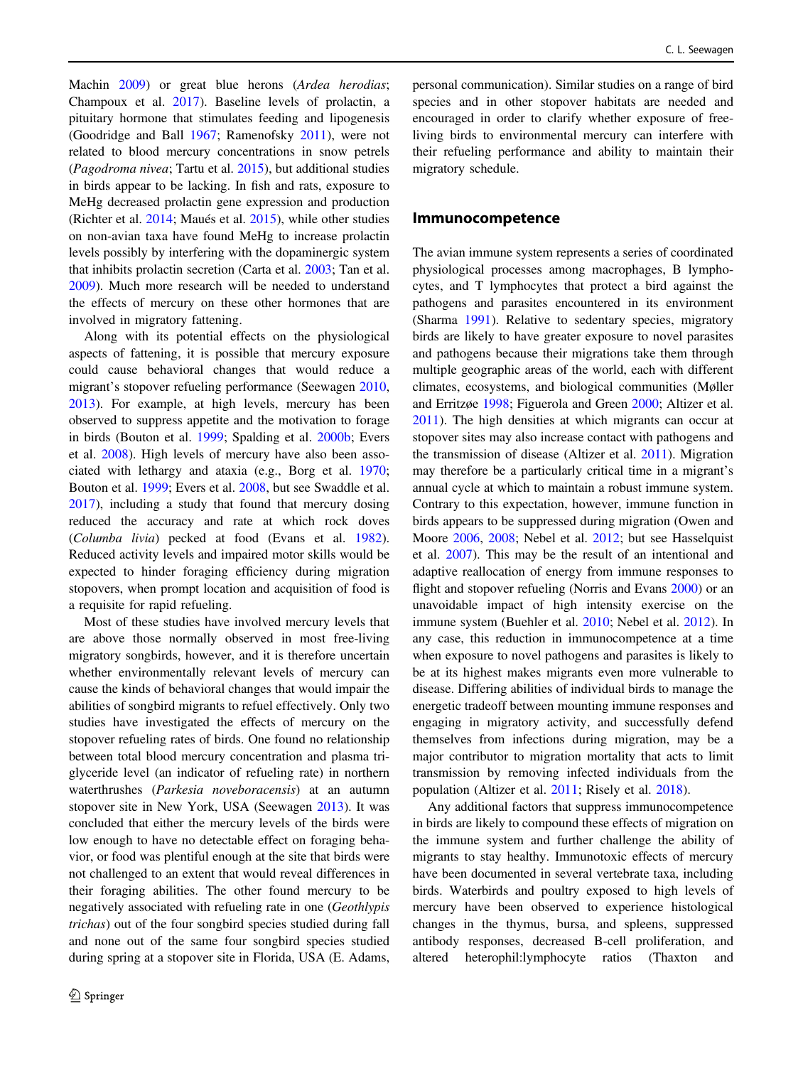Machin 2009) or great blue herons (*Ardea herodias*; Champoux et al. 2017). Baseline levels of prolactin, a pituitary hormone that stimulates feeding and lipogenesis (Goodridge and Ball 1967; Ramenofsky 2011), were not related to blood mercury concentrations in snow petrels (*Pagodroma nivea*; Tartu et al. 2015), but additional studies in birds appear to be lacking. In fish and rats, exposure to MeHg decreased prolactin gene expression and production (Richter et al. 2014; Maués et al. 2015), while other studies on non-avian taxa have found MeHg to increase prolactin levels possibly by interfering with the dopaminergic system that inhibits prolactin secretion (Carta et al. 2003; Tan et al. 2009). Much more research will be needed to understand the effects of mercury on these other hormones that are involved in migratory fattening.

Along with its potential effects on the physiological aspects of fattening, it is possible that mercury exposure could cause behavioral changes that would reduce a migrant's stopover refueling performance (Seewagen 2010, 2013). For example, at high levels, mercury has been observed to suppress appetite and the motivation to forage in birds (Bouton et al. 1999; Spalding et al. 2000b; Evers et al. 2008). High levels of mercury have also been associated with lethargy and ataxia (e.g., Borg et al. 1970; Bouton et al. 1999; Evers et al. 2008, but see Swaddle et al. 2017), including a study that found that mercury dosing reduced the accuracy and rate at which rock doves (*Columba livia*) pecked at food (Evans et al. 1982). Reduced activity levels and impaired motor skills would be expected to hinder foraging efficiency during migration stopovers, when prompt location and acquisition of food is a requisite for rapid refueling.

Most of these studies have involved mercury levels that are above those normally observed in most free-living migratory songbirds, however, and it is therefore uncertain whether environmentally relevant levels of mercury can cause the kinds of behavioral changes that would impair the abilities of songbird migrants to refuel effectively. Only two studies have investigated the effects of mercury on the stopover refueling rates of birds. One found no relationship between total blood mercury concentration and plasma triglyceride level (an indicator of refueling rate) in northern waterthrushes (*Parkesia noveboracensis*) at an autumn stopover site in New York, USA (Seewagen 2013). It was concluded that either the mercury levels of the birds were low enough to have no detectable effect on foraging behavior, or food was plentiful enough at the site that birds were not challenged to an extent that would reveal differences in their foraging abilities. The other found mercury to be negatively associated with refueling rate in one (*Geothlypis trichas*) out of the four songbird species studied during fall and none out of the same four songbird species studied during spring at a stopover site in Florida, USA (E. Adams, personal communication). Similar studies on a range of bird species and in other stopover habitats are needed and encouraged in order to clarify whether exposure of free-living birds to environmental mercury can interfere with their refueling performance and ability to maintain their migratory schedule.

## Immunocompetence

The avian immune system represents a series of coordinated physiological processes among macrophages, B lymphocytes, and T lymphocytes that protect a bird against the pathogens and parasites encountered in its environment (Sharma 1991). Relative to sedentary species, migratory birds are likely to have greater exposure to novel parasites and pathogens because their migrations take them through multiple geographic areas of the world, each with different climates, ecosystems, and biological communities (Møller and Erritzøe 1998; Figuerola and Green 2000; Altizer et al. 2011). The high densities at which migrants can occur at stopover sites may also increase contact with pathogens and the transmission of disease (Altizer et al. 2011). Migration may therefore be a particularly critical time in a migrant's annual cycle at which to maintain a robust immune system. Contrary to this expectation, however, immune function in birds appears to be suppressed during migration (Owen and Moore 2006, 2008; Nebel et al. 2012; but see Hasselquist et al. 2007). This may be the result of an intentional and adaptive reallocation of energy from immune responses to flight and stopover refueling (Norris and Evans 2000) or an unavoidable impact of high intensity exercise on the immune system (Buehler et al. 2010; Nebel et al. 2012). In any case, this reduction in immunocompetence at a time when exposure to novel pathogens and parasites is likely to be at its highest makes migrants even more vulnerable to disease. Differing abilities of individual birds to manage the energetic tradeoff between mounting immune responses and engaging in migratory activity, and successfully defend themselves from infections during migration, may be a major contributor to migration mortality that acts to limit transmission by removing infected individuals from the population (Altizer et al. 2011; Risely et al. 2018).

Any additional factors that suppress immunocompetence in birds are likely to compound these effects of migration on the immune system and further challenge the ability of migrants to stay healthy. Immunotoxic effects of mercury have been documented in several vertebrate taxa, including birds. Waterbirds and poultry exposed to high levels of mercury have been observed to experience histological changes in the thymus, bursa, and spleens, suppressed antibody responses, decreased B-cell proliferation, and altered heterophil:lymphocyte ratios (Thaxton and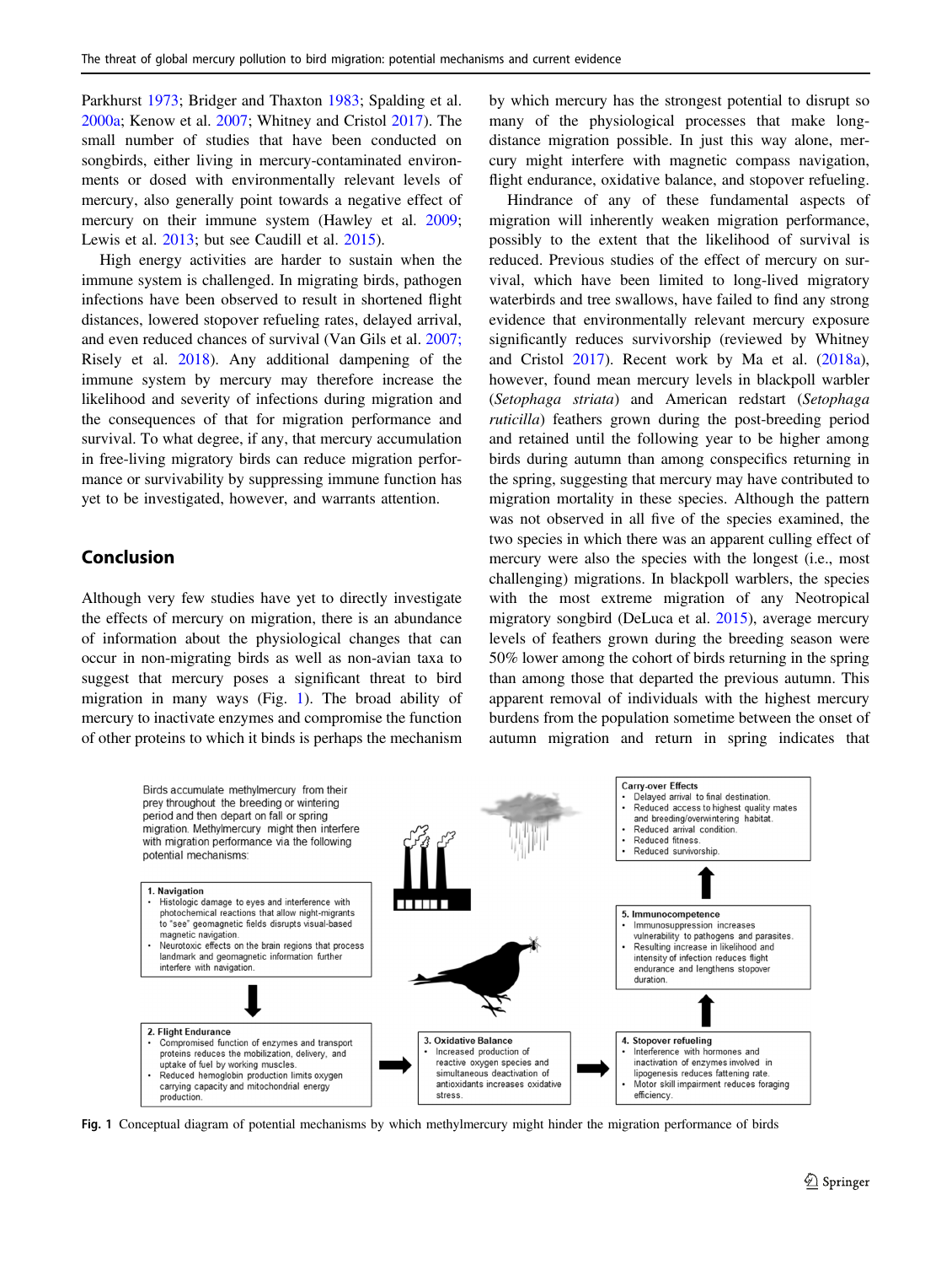Parkhurst 1973; Bridger and Thaxton 1983; Spalding et al. 2000a; Kenow et al. 2007; Whitney and Cristol 2017). The small number of studies that have been conducted on songbirds, either living in mercury-contaminated environments or dosed with environmentally relevant levels of mercury, also generally point towards a negative effect of mercury on their immune system (Hawley et al. 2009; Lewis et al. 2013; but see Caudill et al. 2015).

High energy activities are harder to sustain when the immune system is challenged. In migrating birds, pathogen infections have been observed to result in shortened flight distances, lowered stopover refueling rates, delayed arrival, and even reduced chances of survival (Van Gils et al. 2007; Risely et al. 2018). Any additional dampening of the immune system by mercury may therefore increase the likelihood and severity of infections during migration and the consequences of that for migration performance and survival. To what degree, if any, that mercury accumulation in free-living migratory birds can reduce migration performance or survivability by suppressing immune function has yet to be investigated, however, and warrants attention.

## Conclusion

Although very few studies have yet to directly investigate the effects of mercury on migration, there is an abundance of information about the physiological changes that can occur in non-migrating birds as well as non-avian taxa to suggest that mercury poses a significant threat to bird migration in many ways (Fig. 1). The broad ability of mercury to inactivate enzymes and compromise the function of other proteins to which it binds is perhaps the mechanism by which mercury has the strongest potential to disrupt so many of the physiological processes that make long-distance migration possible. In just this way alone, mercury might interfere with magnetic compass navigation, flight endurance, oxidative balance, and stopover refueling.

Hindrance of any of these fundamental aspects of migration will inherently weaken migration performance, possibly to the extent that the likelihood of survival is reduced. Previous studies of the effect of mercury on survival, which have been limited to long-lived migratory waterbirds and tree swallows, have failed to find any strong evidence that environmentally relevant mercury exposure significantly reduces survivorship (reviewed by Whitney and Cristol 2017). Recent work by Ma et al. (2018a), however, found mean mercury levels in blackpoll warbler (*Setophaga striata*) and American redstart (*Setophaga ruticilla*) feathers grown during the post-breeding period and retained until the following year to be higher among birds during autumn than among conspecifics returning in the spring, suggesting that mercury may have contributed to migration mortality in these species. Although the pattern was not observed in all five of the species examined, the two species in which there was an apparent culling effect of mercury were also the species with the longest (i.e., most challenging) migrations. In blackpoll warblers, the species with the most extreme migration of any Neotropical migratory songbird (DeLuca et al. 2015), average mercury levels of feathers grown during the breeding season were 50% lower among the cohort of birds returning in the spring than among those that departed the previous autumn. This apparent removal of individuals with the highest mercury burdens from the population sometime between the onset of autumn migration and return in spring indicates that

Birds accumulate methylmercury from their prey throughout the breeding or wintering period and then depart on fall or spring migration. Methylmercury might then interfere with migration performance via the following potential mechanisms:

**1. Navigation**
- Histologic damage to eyes and interference with photochemical reactions that allow night-migrants to "see" geomagnetic fields disrupts visual-based magnetic navigation.
- Neurotoxic effects on the brain regions that process landmark and geomagnetic information further interfere with navigation.

**2. Flight Endurance**
- Compromised function of enzymes and transport proteins reduces the mobilization, delivery, and uptake of fuel by working muscles.
- Reduced hemoglobin production limits oxygen carrying capacity and mitochondrial energy production.

**3. Oxidative Balance**
- Increased production of reactive oxygen species and simultaneous deactivation of antioxidants increases oxidative stress.

**4. Stopover refueling**
- Interference with hormones and inactivation of enzymes involved in lipogenesis reduces fattening rate.
- Motor skill impairment reduces foraging efficiency.

**5. Immunocompetence**
- Immunosuppression increases vulnerability to pathogens and parasites.
- Resulting increase in likelihood and intensity of infection reduces flight endurance and lengthens stopover duration.

**Carry-over Effects**
- Delayed arrival to final destination.
- Reduced access to highest quality mates and breeding/overwintering habitat.
- Reduced arrival condition.
- Reduced fitness.
- Reduced survivorship.

**Fig. 1** Conceptual diagram of potential mechanisms by which methylmercury might hinder the migration performance of birds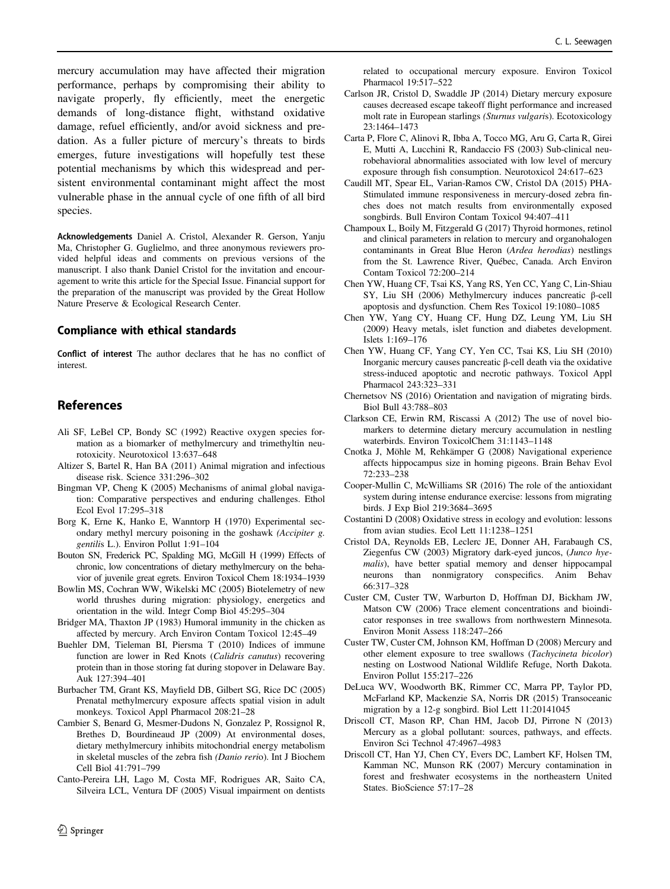mercury accumulation may have affected their migration performance, perhaps by compromising their ability to navigate properly, fly efficiently, meet the energetic demands of long-distance flight, withstand oxidative damage, refuel efficiently, and/or avoid sickness and predation. As a fuller picture of mercury's threats to birds emerges, future investigations will hopefully test these potential mechanisms by which this widespread and persistent environmental contaminant might affect the most vulnerable phase in the annual cycle of one fifth of all bird species.

**Acknowledgements** Daniel A. Cristol, Alexander R. Gerson, Yanju Ma, Christopher G. Guglielmo, and three anonymous reviewers provided helpful ideas and comments on previous versions of the manuscript. I also thank Daniel Cristol for the invitation and encouragement to write this article for the Special Issue. Financial support for the preparation of the manuscript was provided by the Great Hollow Nature Preserve & Ecological Research Center.

### Compliance with ethical standards

**Conflict of interest** The author declares that he has no conflict of interest.

## References

Ali SF, LeBel CP, Bondy SC (1992) Reactive oxygen species formation as a biomarker of methylmercury and trimethyltin neurotoxicity. Neurotoxicol 13:637–648

Altizer S, Bartel R, Han BA (2011) Animal migration and infectious disease risk. Science 331:296–302

Bingman VP, Cheng K (2005) Mechanisms of animal global navigation: Comparative perspectives and enduring challenges. Ethol Ecol Evol 17:295–318

Borg K, Erne K, Hanko E, Wanntorp H (1970) Experimental secondary methyl mercury poisoning in the goshawk *(Accipiter g. gentilis* L.). Environ Pollut 1:91–104

Bouton SN, Frederick PC, Spalding MG, McGill H (1999) Effects of chronic, low concentrations of dietary methylmercury on the behavior of juvenile great egrets. Environ Toxicol Chem 18:1934–1939

Bowlin MS, Cochran WW, Wikelski MC (2005) Biotelemetry of new world thrushes during migration: physiology, energetics and orientation in the wild. Integr Comp Biol 45:295–304

Bridger MA, Thaxton JP (1983) Humoral immunity in the chicken as affected by mercury. Arch Environ Contam Toxicol 12:45–49

Buehler DM, Tieleman BI, Piersma T (2010) Indices of immune function are lower in Red Knots (*Calidris canutus*) recovering protein than in those storing fat during stopover in Delaware Bay. Auk 127:394–401

Burbacher TM, Grant KS, Mayfield DB, Gilbert SG, Rice DC (2005) Prenatal methylmercury exposure affects spatial vision in adult monkeys. Toxicol Appl Pharmacol 208:21–28

Cambier S, Benard G, Mesmer-Dudons N, Gonzalez P, Rossignol R, Brethes D, Bourdineaud JP (2009) At environmental doses, dietary methylmercury inhibits mitochondrial energy metabolism in skeletal muscles of the zebra fish *(Danio rerio*). Int J Biochem Cell Biol 41:791–799

Canto-Pereira LH, Lago M, Costa MF, Rodrigues AR, Saito CA, Silveira LCL, Ventura DF (2005) Visual impairment on dentists related to occupational mercury exposure. Environ Toxicol Pharmacol 19:517–522

Carlson JR, Cristol D, Swaddle JP (2014) Dietary mercury exposure causes decreased escape takeoff flight performance and increased molt rate in European starlings *(Sturnus vulgaris*). Ecotoxicology 23:1464–1473

Carta P, Flore C, Alinovi R, Ibba A, Tocco MG, Aru G, Carta R, Girei E, Mutti A, Lucchini R, Randaccio FS (2003) Sub-clinical neurobehavioral abnormalities associated with low level of mercury exposure through fish consumption. Neurotoxicol 24:617–623

Caudill MT, Spear EL, Varian-Ramos CW, Cristol DA (2015) PHA-Stimulated immune responsiveness in mercury-dosed zebra finches does not match results from environmentally exposed songbirds. Bull Environ Contam Toxicol 94:407–411

Champoux L, Boily M, Fitzgerald G (2017) Thyroid hormones, retinol and clinical parameters in relation to mercury and organohalogen contaminants in Great Blue Heron (*Ardea herodias*) nestlings from the St. Lawrence River, Québec, Canada. Arch Environ Contam Toxicol 72:200–214

Chen YW, Huang CF, Tsai KS, Yang RS, Yen CC, Yang C, Lin-Shiau SY, Liu SH (2006) Methylmercury induces pancreatic β-cell apoptosis and dysfunction. Chem Res Toxicol 19:1080–1085

Chen YW, Yang CY, Huang CF, Hung DZ, Leung YM, Liu SH (2009) Heavy metals, islet function and diabetes development. Islets 1:169–176

Chen YW, Huang CF, Yang CY, Yen CC, Tsai KS, Liu SH (2010) Inorganic mercury causes pancreatic β-cell death via the oxidative stress-induced apoptotic and necrotic pathways. Toxicol Appl Pharmacol 243:323–331

Chernetsov NS (2016) Orientation and navigation of migrating birds. Biol Bull 43:788–803

Clarkson CE, Erwin RM, Riscassi A (2012) The use of novel biomarkers to determine dietary mercury accumulation in nestling waterbirds. Environ ToxicolChem 31:1143–1148

Cnotka J, Möhle M, Rehkämper G (2008) Navigational experience affects hippocampus size in homing pigeons. Brain Behav Evol 72:233–238

Cooper-Mullin C, McWilliams SR (2016) The role of the antioxidant system during intense endurance exercise: lessons from migrating birds. J Exp Biol 219:3684–3695

Costantini D (2008) Oxidative stress in ecology and evolution: lessons from avian studies. Ecol Lett 11:1238–1251

Cristol DA, Reynolds EB, Leclerc JE, Donner AH, Farabaugh CS, Ziegenfus CW (2003) Migratory dark-eyed juncos, (*Junco hyemalis*), have better spatial memory and denser hippocampal neurons than nonmigratory conspecifics. Anim Behav 66:317–328

Custer CM, Custer TW, Warburton D, Hoffman DJ, Bickham JW, Matson CW (2006) Trace element concentrations and bioindicator responses in tree swallows from northwestern Minnesota. Environ Monit Assess 118:247–266

Custer TW, Custer CM, Johnson KM, Hoffman D (2008) Mercury and other element exposure to tree swallows (*Tachycineta bicolor*) nesting on Lostwood National Wildlife Refuge, North Dakota. Environ Pollut 155:217–226

DeLuca WV, Woodworth BK, Rimmer CC, Marra PP, Taylor PD, McFarland KP, Mackenzie SA, Norris DR (2015) Transoceanic migration by a 12-g songbird. Biol Lett 11:20141045

Driscoll CT, Mason RP, Chan HM, Jacob DJ, Pirrone N (2013) Mercury as a global pollutant: sources, pathways, and effects. Environ Sci Technol 47:4967–4983

Driscoll CT, Han YJ, Chen CY, Evers DC, Lambert KF, Holsen TM, Kamman NC, Munson RK (2007) Mercury contamination in forest and freshwater ecosystems in the northeastern United States. BioScience 57:17–28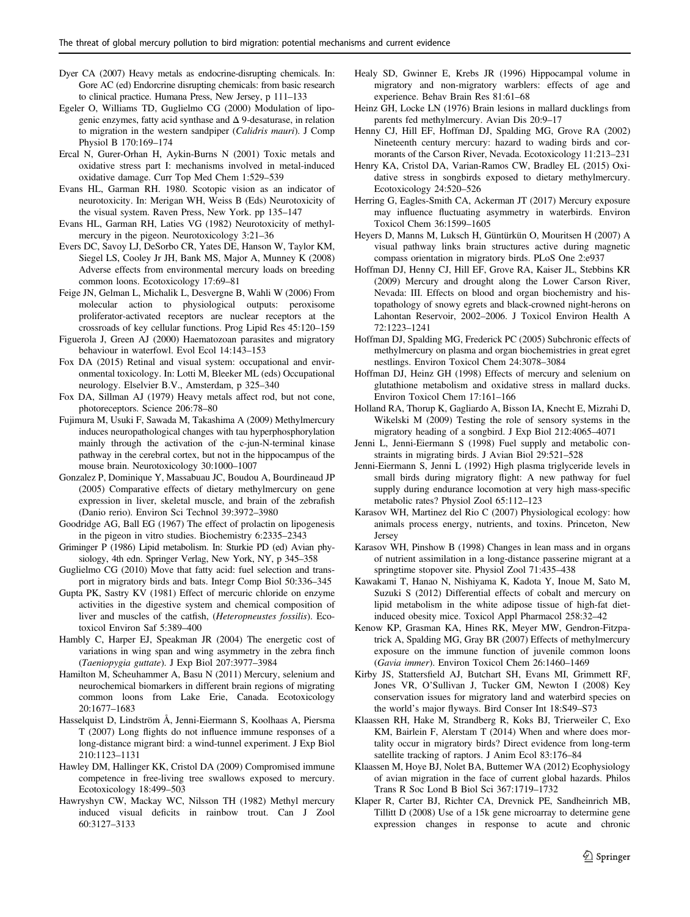Dyer CA (2007) Heavy metals as endocrine-disrupting chemicals. In: Gore AC (ed) Endorcrine disrupting chemicals: from basic research to clinical practice. Humana Press, New Jersey, p 111–133

Egeler O, Williams TD, Guglielmo CG (2000) Modulation of lipogenic enzymes, fatty acid synthase and Δ 9-desaturase, in relation to migration in the western sandpiper (*Calidris mauri*). J Comp Physiol B 170:169–174

Ercal N, Gurer-Orhan H, Aykin-Burns N (2001) Toxic metals and oxidative stress part I: mechanisms involved in metal-induced oxidative damage. Curr Top Med Chem 1:529–539

Evans HL, Garman RH. 1980. Scotopic vision as an indicator of neurotoxicity. In: Merigan WH, Weiss B (Eds) Neurotoxicity of the visual system. Raven Press, New York. pp 135–147

Evans HL, Garman RH, Laties VG (1982) Neurotoxicity of methylmercury in the pigeon. Neurotoxicology 3:21–36

Evers DC, Savoy LJ, DeSorbo CR, Yates DE, Hanson W, Taylor KM, Siegel LS, Cooley Jr JH, Bank MS, Major A, Munney K (2008) Adverse effects from environmental mercury loads on breeding common loons. Ecotoxicology 17:69–81

Feige JN, Gelman L, Michalik L, Desvergne B, Wahli W (2006) From molecular action to physiological outputs: peroxisome proliferator-activated receptors are nuclear receptors at the crossroads of key cellular functions. Prog Lipid Res 45:120–159

Figuerola J, Green AJ (2000) Haematozoan parasites and migratory behaviour in waterfowl. Evol Ecol 14:143–153

Fox DA (2015) Retinal and visual system: occupational and environmental toxicology. In: Lotti M, Bleeker ML (eds) Occupational neurology. Elselvier B.V., Amsterdam, p 325–340

Fox DA, Sillman AJ (1979) Heavy metals affect rod, but not cone, photoreceptors. Science 206:78–80

Fujimura M, Usuki F, Sawada M, Takashima A (2009) Methylmercury induces neuropathological changes with tau hyperphosphorylation mainly through the activation of the c-jun-N-terminal kinase pathway in the cerebral cortex, but not in the hippocampus of the mouse brain. Neurotoxicology 30:1000–1007

Gonzalez P, Dominique Y, Massabuau JC, Boudou A, Bourdineaud JP (2005) Comparative effects of dietary methylmercury on gene expression in liver, skeletal muscle, and brain of the zebrafish (Danio rerio). Environ Sci Technol 39:3972–3980

Goodridge AG, Ball EG (1967) The effect of prolactin on lipogenesis in the pigeon in vitro studies. Biochemistry 6:2335–2343

Griminger P (1986) Lipid metabolism. In: Sturkie PD (ed) Avian physiology, 4th edn. Springer Verlag, New York, NY, p 345–358

Guglielmo CG (2010) Move that fatty acid: fuel selection and transport in migratory birds and bats. Integr Comp Biol 50:336–345

Gupta PK, Sastry KV (1981) Effect of mercuric chloride on enzyme activities in the digestive system and chemical composition of liver and muscles of the catfish, (*Heteropneustes fossilis*). Ecotoxicol Environ Saf 5:389–400

Hambly C, Harper EJ, Speakman JR (2004) The energetic cost of variations in wing span and wing asymmetry in the zebra finch (*Taeniopygia guttate*). J Exp Biol 207:3977–3984

Hamilton M, Scheuhammer A, Basu N (2011) Mercury, selenium and neurochemical biomarkers in different brain regions of migrating common loons from Lake Erie, Canada. Ecotoxicology 20:1677–1683

Hasselquist D, Lindström Å, Jenni-Eiermann S, Koolhaas A, Piersma T (2007) Long flights do not influence immune responses of a long-distance migrant bird: a wind-tunnel experiment. J Exp Biol 210:1123–1131

Hawley DM, Hallinger KK, Cristol DA (2009) Compromised immune competence in free-living tree swallows exposed to mercury. Ecotoxicology 18:499–503

Hawryshyn CW, Mackay WC, Nilsson TH (1982) Methyl mercury induced visual deficits in rainbow trout. Can J Zool 60:3127–3133

Healy SD, Gwinner E, Krebs JR (1996) Hippocampal volume in migratory and non-migratory warblers: effects of age and experience. Behav Brain Res 81:61–68

Heinz GH, Locke LN (1976) Brain lesions in mallard ducklings from parents fed methylmercury. Avian Dis 20:9–17

Henny CJ, Hill EF, Hoffman DJ, Spalding MG, Grove RA (2002) Nineteenth century mercury: hazard to wading birds and cormorants of the Carson River, Nevada. Ecotoxicology 11:213–231

Henry KA, Cristol DA, Varian-Ramos CW, Bradley EL (2015) Oxidative stress in songbirds exposed to dietary methylmercury. Ecotoxicology 24:520–526

Herring G, Eagles-Smith CA, Ackerman JT (2017) Mercury exposure may influence fluctuating asymmetry in waterbirds. Environ Toxicol Chem 36:1599–1605

Heyers D, Manns M, Luksch H, Güntürkün O, Mouritsen H (2007) A visual pathway links brain structures active during magnetic compass orientation in migratory birds. PLoS One 2:e937

Hoffman DJ, Henny CJ, Hill EF, Grove RA, Kaiser JL, Stebbins KR (2009) Mercury and drought along the Lower Carson River, Nevada: III. Effects on blood and organ biochemistry and histopathology of snowy egrets and black-crowned night-herons on Lahontan Reservoir, 2002–2006. J Toxicol Environ Health A 72:1223–1241

Hoffman DJ, Spalding MG, Frederick PC (2005) Subchronic effects of methylmercury on plasma and organ biochemistries in great egret nestlings. Environ Toxicol Chem 24:3078–3084

Hoffman DJ, Heinz GH (1998) Effects of mercury and selenium on glutathione metabolism and oxidative stress in mallard ducks. Environ Toxicol Chem 17:161–166

Holland RA, Thorup K, Gagliardo A, Bisson IA, Knecht E, Mizrahi D, Wikelski M (2009) Testing the role of sensory systems in the migratory heading of a songbird. J Exp Biol 212:4065–4071

Jenni L, Jenni-Eiermann S (1998) Fuel supply and metabolic constraints in migrating birds. J Avian Biol 29:521–528

Jenni-Eiermann S, Jenni L (1992) High plasma triglyceride levels in small birds during migratory flight: A new pathway for fuel supply during endurance locomotion at very high mass-specific metabolic rates? Physiol Zool 65:112–123

Karasov WH, Martinez del Rio C (2007) Physiological ecology: how animals process energy, nutrients, and toxins. Princeton, New Jersey

Karasov WH, Pinshow B (1998) Changes in lean mass and in organs of nutrient assimilation in a long-distance passerine migrant at a springtime stopover site. Physiol Zool 71:435–438

Kawakami T, Hanao N, Nishiyama K, Kadota Y, Inoue M, Sato M, Suzuki S (2012) Differential effects of cobalt and mercury on lipid metabolism in the white adipose tissue of high-fat diet-induced obesity mice. Toxicol Appl Pharmacol 258:32–42

Kenow KP, Grasman KA, Hines RK, Meyer MW, Gendron-Fitzpatrick A, Spalding MG, Gray BR (2007) Effects of methylmercury exposure on the immune function of juvenile common loons (*Gavia immer*). Environ Toxicol Chem 26:1460–1469

Kirby JS, Stattersfield AJ, Butchart SH, Evans MI, Grimmett RF, Jones VR, O'Sullivan J, Tucker GM, Newton I (2008) Key conservation issues for migratory land and waterbird species on the world's major flyways. Bird Conser Int 18:S49–S73

Klaassen RH, Hake M, Strandberg R, Koks BJ, Trierweiler C, Exo KM, Bairlein F, Alerstam T (2014) When and where does mortality occur in migratory birds? Direct evidence from long-term satellite tracking of raptors. J Anim Ecol 83:176–84

Klaassen M, Hoye BJ, Nolet BA, Buttemer WA (2012) Ecophysiology of avian migration in the face of current global hazards. Philos Trans R Soc Lond B Biol Sci 367:1719–1732

Klaper R, Carter BJ, Richter CA, Drevnick PE, Sandheinrich MB, Tillitt D (2008) Use of a 15k gene microarray to determine gene expression changes in response to acute and chronic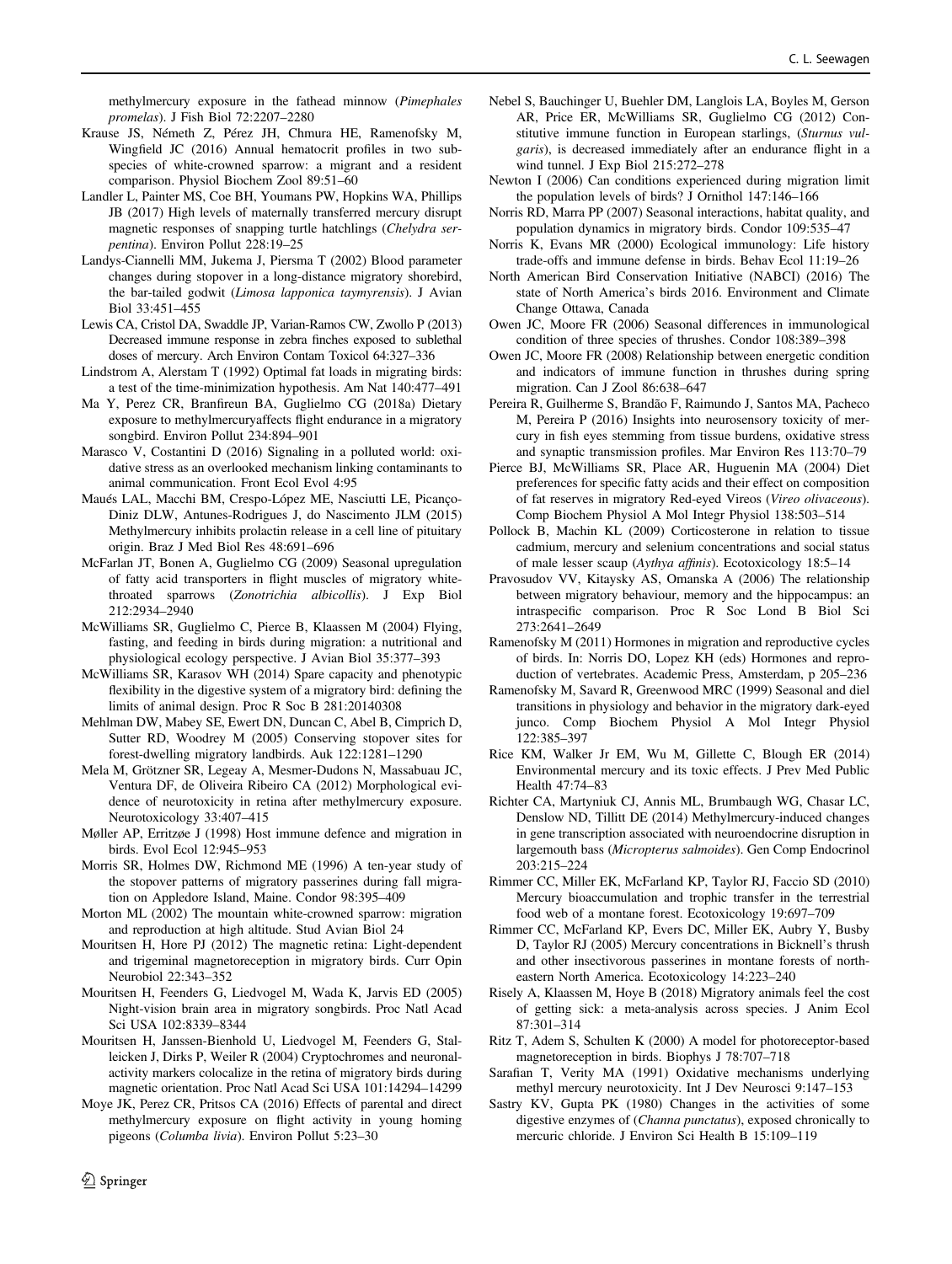methylmercury exposure in the fathead minnow (*Pimephales promelas*). J Fish Biol 72:2207–2280

Krause JS, Németh Z, Pérez JH, Chmura HE, Ramenofsky M, Wingfield JC (2016) Annual hematocrit profiles in two subspecies of white-crowned sparrow: a migrant and a resident comparison. Physiol Biochem Zool 89:51–60

Landler L, Painter MS, Coe BH, Youmans PW, Hopkins WA, Phillips JB (2017) High levels of maternally transferred mercury disrupt magnetic responses of snapping turtle hatchlings (*Chelydra serpentina*). Environ Pollut 228:19–25

Landys-Ciannelli MM, Jukema J, Piersma T (2002) Blood parameter changes during stopover in a long-distance migratory shorebird, the bar-tailed godwit (*Limosa lapponica taymyrensis*). J Avian Biol 33:451–455

Lewis CA, Cristol DA, Swaddle JP, Varian-Ramos CW, Zwollo P (2013) Decreased immune response in zebra finches exposed to sublethal doses of mercury. Arch Environ Contam Toxicol 64:327–336

Lindstrom A, Alerstam T (1992) Optimal fat loads in migrating birds: a test of the time-minimization hypothesis. Am Nat 140:477–491

Ma Y, Perez CR, Branfireun BA, Guglielmo CG (2018a) Dietary exposure to methylmercuryaffects flight endurance in a migratory songbird. Environ Pollut 234:894–901

Marasco V, Costantini D (2016) Signaling in a polluted world: oxidative stress as an overlooked mechanism linking contaminants to animal communication. Front Ecol Evol 4:95

Maués LAL, Macchi BM, Crespo-López ME, Nasciutti LE, Picanço-Diniz DLW, Antunes-Rodrigues J, do Nascimento JLM (2015) Methylmercury inhibits prolactin release in a cell line of pituitary origin. Braz J Med Biol Res 48:691–696

McFarlan JT, Bonen A, Guglielmo CG (2009) Seasonal upregulation of fatty acid transporters in flight muscles of migratory white-throated sparrows (*Zonotrichia albicollis*). J Exp Biol 212:2934–2940

McWilliams SR, Guglielmo C, Pierce B, Klaassen M (2004) Flying, fasting, and feeding in birds during migration: a nutritional and physiological ecology perspective. J Avian Biol 35:377–393

McWilliams SR, Karasov WH (2014) Spare capacity and phenotypic flexibility in the digestive system of a migratory bird: defining the limits of animal design. Proc R Soc B 281:20140308

Mehlman DW, Mabey SE, Ewert DN, Duncan C, Abel B, Cimprich D, Sutter RD, Woodrey M (2005) Conserving stopover sites for forest-dwelling migratory landbirds. Auk 122:1281–1290

Mela M, Grötzner SR, Legeay A, Mesmer-Dudons N, Massabuau JC, Ventura DF, de Oliveira Ribeiro CA (2012) Morphological evidence of neurotoxicity in retina after methylmercury exposure. Neurotoxicology 33:407–415

Møller AP, Erritzøe J (1998) Host immune defence and migration in birds. Evol Ecol 12:945–953

Morris SR, Holmes DW, Richmond ME (1996) A ten-year study of the stopover patterns of migratory passerines during fall migration on Appledore Island, Maine. Condor 98:395–409

Morton ML (2002) The mountain white-crowned sparrow: migration and reproduction at high altitude. Stud Avian Biol 24

Mouritsen H, Hore PJ (2012) The magnetic retina: Light-dependent and trigeminal magnetoreception in migratory birds. Curr Opin Neurobiol 22:343–352

Mouritsen H, Feenders G, Liedvogel M, Wada K, Jarvis ED (2005) Night-vision brain area in migratory songbirds. Proc Natl Acad Sci USA 102:8339–8344

Mouritsen H, Janssen-Bienhold U, Liedvogel M, Feenders G, Stalleicken J, Dirks P, Weiler R (2004) Cryptochromes and neuronal-activity markers colocalize in the retina of migratory birds during magnetic orientation. Proc Natl Acad Sci USA 101:14294–14299

Moye JK, Perez CR, Pritsos CA (2016) Effects of parental and direct methylmercury exposure on flight activity in young homing pigeons (*Columba livia*). Environ Pollut 5:23–30

Nebel S, Bauchinger U, Buehler DM, Langlois LA, Boyles M, Gerson AR, Price ER, McWilliams SR, Guglielmo CG (2012) Constitutive immune function in European starlings, (*Sturnus vulgaris*), is decreased immediately after an endurance flight in a wind tunnel. J Exp Biol 215:272–278

Newton I (2006) Can conditions experienced during migration limit the population levels of birds? J Ornithol 147:146–166

Norris RD, Marra PP (2007) Seasonal interactions, habitat quality, and population dynamics in migratory birds. Condor 109:535–47

Norris K, Evans MR (2000) Ecological immunology: Life history trade-offs and immune defense in birds. Behav Ecol 11:19–26

North American Bird Conservation Initiative (NABCI) (2016) The state of North America's birds 2016. Environment and Climate Change Ottawa, Canada

Owen JC, Moore FR (2006) Seasonal differences in immunological condition of three species of thrushes. Condor 108:389–398

Owen JC, Moore FR (2008) Relationship between energetic condition and indicators of immune function in thrushes during spring migration. Can J Zool 86:638–647

Pereira R, Guilherme S, Brandão F, Raimundo J, Santos MA, Pacheco M, Pereira P (2016) Insights into neurosensory toxicity of mercury in fish eyes stemming from tissue burdens, oxidative stress and synaptic transmission profiles. Mar Environ Res 113:70–79

Pierce BJ, McWilliams SR, Place AR, Huguenin MA (2004) Diet preferences for specific fatty acids and their effect on composition of fat reserves in migratory Red-eyed Vireos (*Vireo olivaceous*). Comp Biochem Physiol A Mol Integr Physiol 138:503–514

Pollock B, Machin KL (2009) Corticosterone in relation to tissue cadmium, mercury and selenium concentrations and social status of male lesser scaup (*Aythya affinis*). Ecotoxicology 18:5–14

Pravosudov VV, Kitaysky AS, Omanska A (2006) The relationship between migratory behaviour, memory and the hippocampus: an intraspecific comparison. Proc R Soc Lond B Biol Sci 273:2641–2649

Ramenofsky M (2011) Hormones in migration and reproductive cycles of birds. In: Norris DO, Lopez KH (eds) Hormones and reproduction of vertebrates. Academic Press, Amsterdam, p 205–236

Ramenofsky M, Savard R, Greenwood MRC (1999) Seasonal and diel transitions in physiology and behavior in the migratory dark-eyed junco. Comp Biochem Physiol A Mol Integr Physiol 122:385–397

Rice KM, Walker Jr EM, Wu M, Gillette C, Blough ER (2014) Environmental mercury and its toxic effects. J Prev Med Public Health 47:74–83

Richter CA, Martyniuk CJ, Annis ML, Brumbaugh WG, Chasar LC, Denslow ND, Tillitt DE (2014) Methylmercury-induced changes in gene transcription associated with neuroendocrine disruption in largemouth bass (*Micropterus salmoides*). Gen Comp Endocrinol 203:215–224

Rimmer CC, Miller EK, McFarland KP, Taylor RJ, Faccio SD (2010) Mercury bioaccumulation and trophic transfer in the terrestrial food web of a montane forest. Ecotoxicology 19:697–709

Rimmer CC, McFarland KP, Evers DC, Miller EK, Aubry Y, Busby D, Taylor RJ (2005) Mercury concentrations in Bicknell's thrush and other insectivorous passerines in montane forests of northeastern North America. Ecotoxicology 14:223–240

Risely A, Klaassen M, Hoye B (2018) Migratory animals feel the cost of getting sick: a meta-analysis across species. J Anim Ecol 87:301–314

Ritz T, Adem S, Schulten K (2000) A model for photoreceptor-based magnetoreception in birds. Biophys J 78:707–718

Sarafian T, Verity MA (1991) Oxidative mechanisms underlying methyl mercury neurotoxicity. Int J Dev Neurosci 9:147–153

Sastry KV, Gupta PK (1980) Changes in the activities of some digestive enzymes of (*Channa punctatus*), exposed chronically to mercuric chloride. J Environ Sci Health B 15:109–119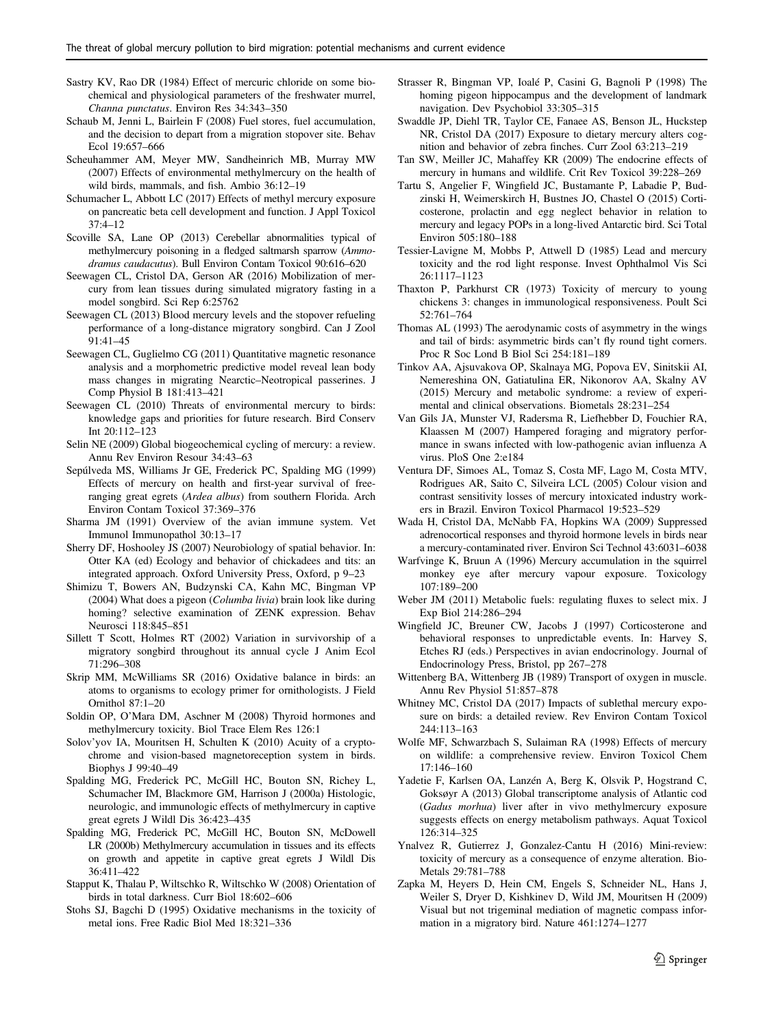Sastry KV, Rao DR (1984) Effect of mercuric chloride on some biochemical and physiological parameters of the freshwater murrel, *Channa punctatus*. Environ Res 34:343–350

Schaub M, Jenni L, Bairlein F (2008) Fuel stores, fuel accumulation, and the decision to depart from a migration stopover site. Behav Ecol 19:657–666

Scheuhammer AM, Meyer MW, Sandheinrich MB, Murray MW (2007) Effects of environmental methylmercury on the health of wild birds, mammals, and fish. Ambio 36:12–19

Schumacher L, Abbott LC (2017) Effects of methyl mercury exposure on pancreatic beta cell development and function. J Appl Toxicol 37:4–12

Scoville SA, Lane OP (2013) Cerebellar abnormalities typical of methylmercury poisoning in a fledged saltmarsh sparrow (*Ammodramus caudacutus*). Bull Environ Contam Toxicol 90:616–620

Seewagen CL, Cristol DA, Gerson AR (2016) Mobilization of mercury from lean tissues during simulated migratory fasting in a model songbird. Sci Rep 6:25762

Seewagen CL (2013) Blood mercury levels and the stopover refueling performance of a long-distance migratory songbird. Can J Zool 91:41–45

Seewagen CL, Guglielmo CG (2011) Quantitative magnetic resonance analysis and a morphometric predictive model reveal lean body mass changes in migrating Nearctic–Neotropical passerines. J Comp Physiol B 181:413–421

Seewagen CL (2010) Threats of environmental mercury to birds: knowledge gaps and priorities for future research. Bird Conserv Int 20:112–123

Selin NE (2009) Global biogeochemical cycling of mercury: a review. Annu Rev Environ Resour 34:43–63

Sepúlveda MS, Williams Jr GE, Frederick PC, Spalding MG (1999) Effects of mercury on health and first-year survival of free-ranging great egrets (*Ardea albus*) from southern Florida. Arch Environ Contam Toxicol 37:369–376

Sharma JM (1991) Overview of the avian immune system. Vet Immunol Immunopathol 30:13–17

Sherry DF, Hoshooley JS (2007) Neurobiology of spatial behavior. In: Otter KA (ed) Ecology and behavior of chickadees and tits: an integrated approach. Oxford University Press, Oxford, p 9–23

Shimizu T, Bowers AN, Budzynski CA, Kahn MC, Bingman VP (2004) What does a pigeon (*Columba livia*) brain look like during homing? selective examination of ZENK expression. Behav Neurosci 118:845–851

Sillett T Scott, Holmes RT (2002) Variation in survivorship of a migratory songbird throughout its annual cycle J Anim Ecol 71:296–308

Skrip MM, McWilliams SR (2016) Oxidative balance in birds: an atoms to organisms to ecology primer for ornithologists. J Field Ornithol 87:1–20

Soldin OP, O'Mara DM, Aschner M (2008) Thyroid hormones and methylmercury toxicity. Biol Trace Elem Res 126:1

Solov'yov IA, Mouritsen H, Schulten K (2010) Acuity of a cryptochrome and vision-based magnetoreception system in birds. Biophys J 99:40–49

Spalding MG, Frederick PC, McGill HC, Bouton SN, Richey L, Schumacher IM, Blackmore GM, Harrison J (2000a) Histologic, neurologic, and immunologic effects of methylmercury in captive great egrets J Wildl Dis 36:423–435

Spalding MG, Frederick PC, McGill HC, Bouton SN, McDowell LR (2000b) Methylmercury accumulation in tissues and its effects on growth and appetite in captive great egrets J Wildl Dis 36:411–422

Stapput K, Thalau P, Wiltschko R, Wiltschko W (2008) Orientation of birds in total darkness. Curr Biol 18:602–606

Stohs SJ, Bagchi D (1995) Oxidative mechanisms in the toxicity of metal ions. Free Radic Biol Med 18:321–336

Strasser R, Bingman VP, Ioalé P, Casini G, Bagnoli P (1998) The homing pigeon hippocampus and the development of landmark navigation. Dev Psychobiol 33:305–315

Swaddle JP, Diehl TR, Taylor CE, Fanaee AS, Benson JL, Huckstep NR, Cristol DA (2017) Exposure to dietary mercury alters cognition and behavior of zebra finches. Curr Zool 63:213–219

Tan SW, Meiller JC, Mahaffey KR (2009) The endocrine effects of mercury in humans and wildlife. Crit Rev Toxicol 39:228–269

Tartu S, Angelier F, Wingfield JC, Bustamante P, Labadie P, Budzinski H, Weimerskirch H, Bustnes JO, Chastel O (2015) Corticosterone, prolactin and egg neglect behavior in relation to mercury and legacy POPs in a long-lived Antarctic bird. Sci Total Environ 505:180–188

Tessier-Lavigne M, Mobbs P, Attwell D (1985) Lead and mercury toxicity and the rod light response. Invest Ophthalmol Vis Sci 26:1117–1123

Thaxton P, Parkhurst CR (1973) Toxicity of mercury to young chickens 3: changes in immunological responsiveness. Poult Sci 52:761–764

Thomas AL (1993) The aerodynamic costs of asymmetry in the wings and tail of birds: asymmetric birds can't fly round tight corners. Proc R Soc Lond B Biol Sci 254:181–189

Tinkov AA, Ajsuvakova OP, Skalnaya MG, Popova EV, Sinitskii AI, Nemereshina ON, Gatiatulina ER, Nikonorov AA, Skalny AV (2015) Mercury and metabolic syndrome: a review of experimental and clinical observations. Biometals 28:231–254

Van Gils JA, Munster VJ, Radersma R, Liefhebber D, Fouchier RA, Klaassen M (2007) Hampered foraging and migratory performance in swans infected with low-pathogenic avian influenza A virus. PloS One 2:e184

Ventura DF, Simoes AL, Tomaz S, Costa MF, Lago M, Costa MTV, Rodrigues AR, Saito C, Silveira LCL (2005) Colour vision and contrast sensitivity losses of mercury intoxicated industry workers in Brazil. Environ Toxicol Pharmacol 19:523–529

Wada H, Cristol DA, McNabb FA, Hopkins WA (2009) Suppressed adrenocortical responses and thyroid hormone levels in birds near a mercury-contaminated river. Environ Sci Technol 43:6031–6038

Warfvinge K, Bruun A (1996) Mercury accumulation in the squirrel monkey eye after mercury vapour exposure. Toxicology 107:189–200

Weber JM (2011) Metabolic fuels: regulating fluxes to select mix. J Exp Biol 214:286–294

Wingfield JC, Breuner CW, Jacobs J (1997) Corticosterone and behavioral responses to unpredictable events. In: Harvey S, Etches RJ (eds.) Perspectives in avian endocrinology. Journal of Endocrinology Press, Bristol, pp 267–278

Wittenberg BA, Wittenberg JB (1989) Transport of oxygen in muscle. Annu Rev Physiol 51:857–878

Whitney MC, Cristol DA (2017) Impacts of sublethal mercury exposure on birds: a detailed review. Rev Environ Contam Toxicol 244:113–163

Wolfe MF, Schwarzbach S, Sulaiman RA (1998) Effects of mercury on wildlife: a comprehensive review. Environ Toxicol Chem 17:146–160

Yadetie F, Karlsen OA, Lanzén A, Berg K, Olsvik P, Hogstrand C, Goksøyr A (2013) Global transcriptome analysis of Atlantic cod (*Gadus morhua*) liver after in vivo methylmercury exposure suggests effects on energy metabolism pathways. Aquat Toxicol 126:314–325

Ynalvez R, Gutierrez J, Gonzalez-Cantu H (2016) Mini-review: toxicity of mercury as a consequence of enzyme alteration. BioMetals 29:781–788

Zapka M, Heyers D, Hein CM, Engels S, Schneider NL, Hans J, Weiler S, Dryer D, Kishkinev D, Wild JM, Mouritsen H (2009) Visual but not trigeminal mediation of magnetic compass information in a migratory bird. Nature 461:1274–1277